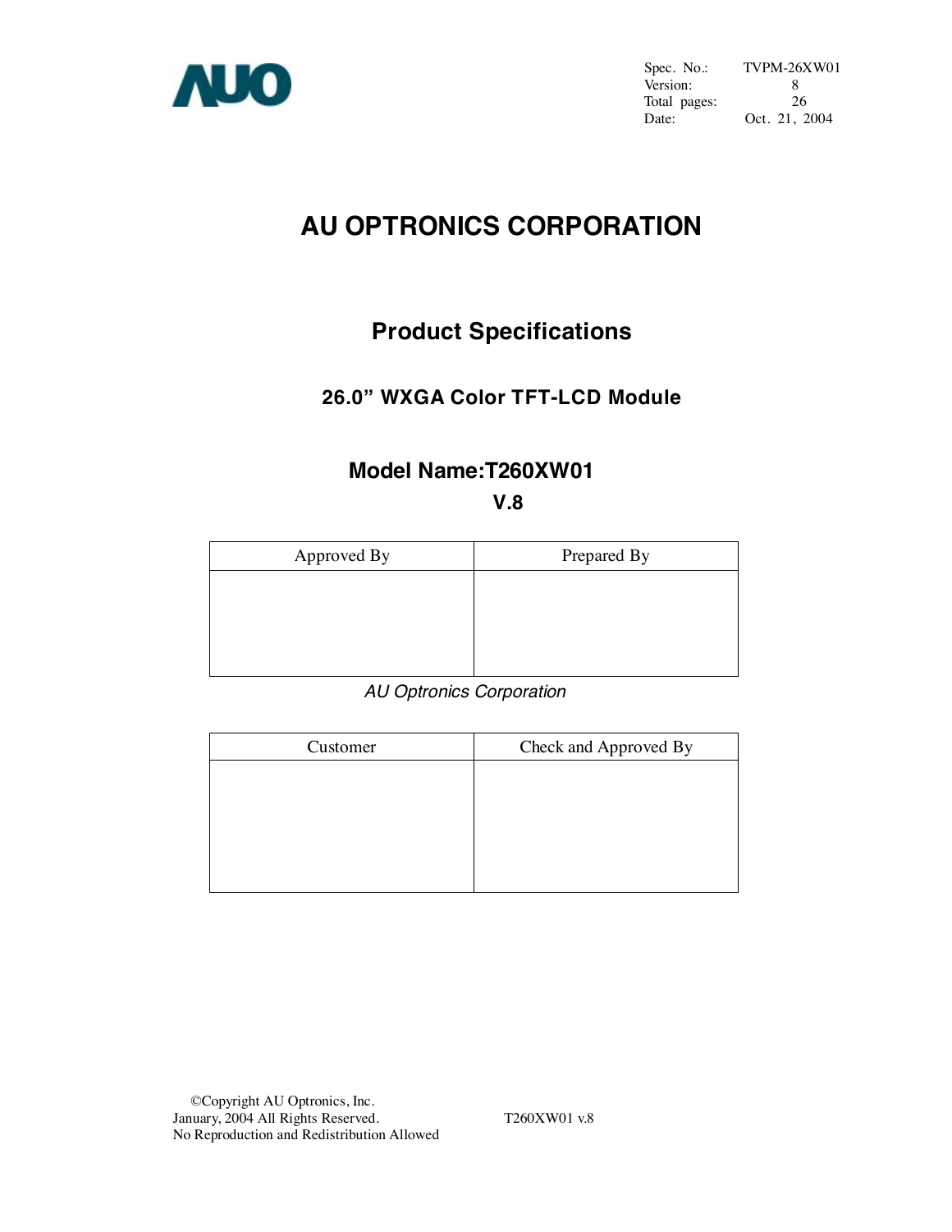AUO

| | |
|---|---|
| Spec. No.: | TVPM-26XW01 |
| Version: | 8 |
| Total pages: | 26 |
| Date: | Oct. 21, 2004 |

# AU OPTRONICS CORPORATION

## Product Specifications

### 26.0" WXGA Color TFT-LCD Module

### Model Name:T260XW01

### V.8

| Approved By | Prepared By |
|---|---|
| | |

*AU Optronics Corporation*

| Customer | Check and Approved By |
|---|---|
| | |

©Copyright AU Optronics, Inc.
January, 2004 All Rights Reserved.
No Reproduction and Redistribution Allowed

T260XW01 v.8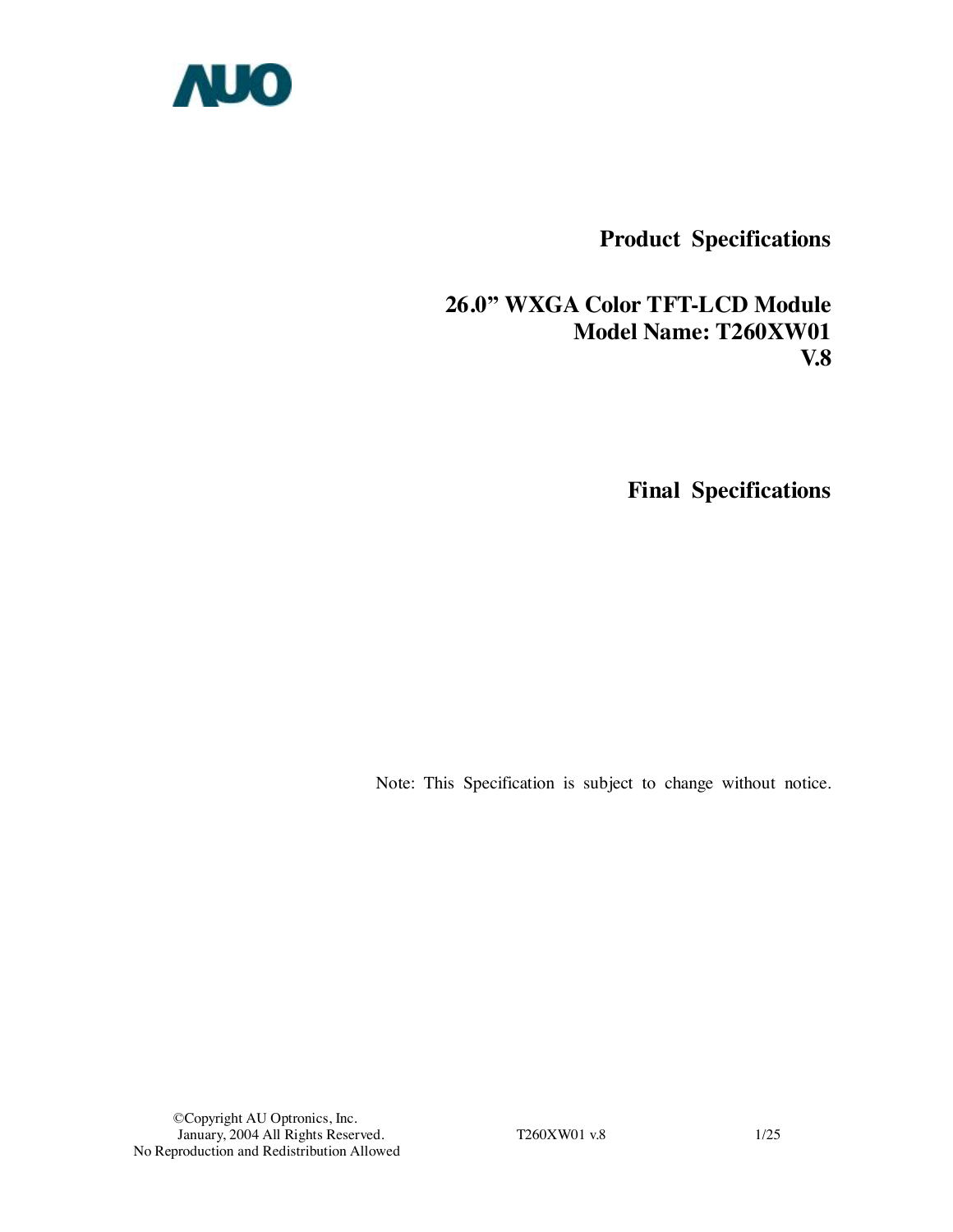# Product Specifications

# 26.0" WXGA Color TFT-LCD Module
# Model Name: T260XW01
# V.8

# Final Specifications

Note: This Specification is subject to change without notice.

©Copyright AU Optronics, Inc.
January, 2004 All Rights Reserved.
No Reproduction and Redistribution Allowed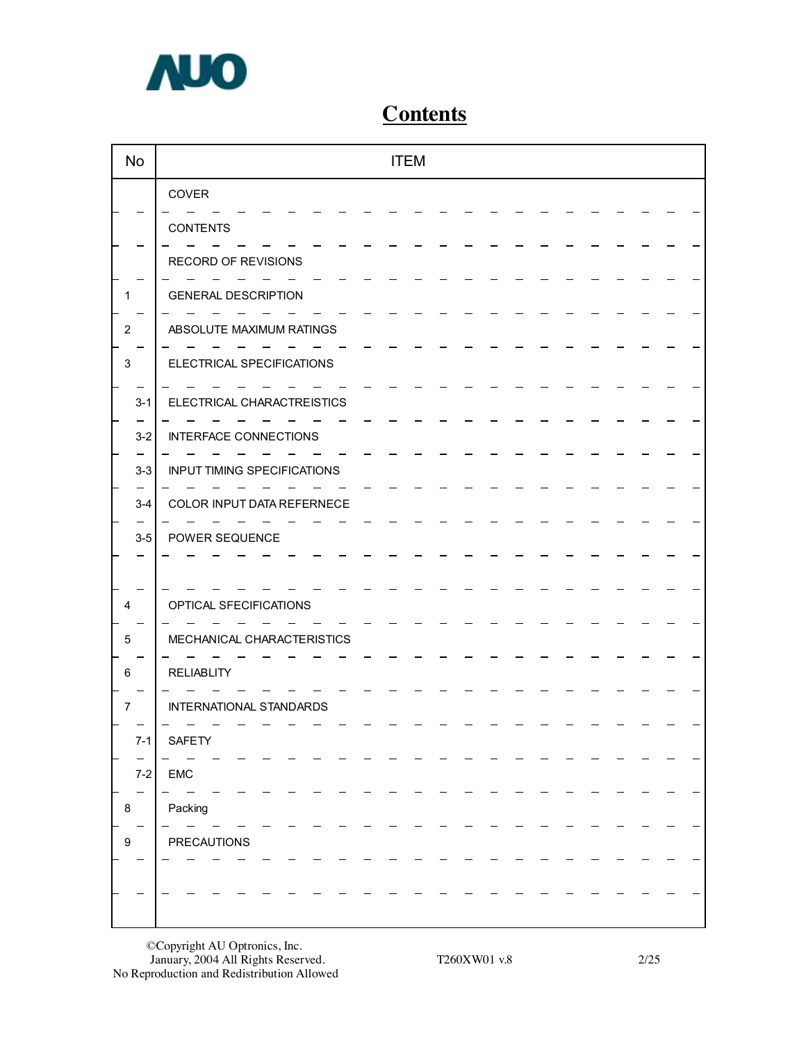# Contents

| No | ITEM |
|---|---|
| | COVER |
| | CONTENTS |
| | RECORD OF REVISIONS |
| 1 | GENERAL DESCRIPTION |
| 2 | ABSOLUTE MAXIMUM RATINGS |
| 3 | ELECTRICAL SPECIFICATIONS |
| 3-1 | ELECTRICAL CHARACTREISTICS |
| 3-2 | INTERFACE CONNECTIONS |
| 3-3 | INPUT TIMING SPECIFICATIONS |
| 3-4 | COLOR INPUT DATA REFERNECE |
| 3-5 | POWER SEQUENCE |
| | |
| 4 | OPTICAL SFECIFICATIONS |
| 5 | MECHANICAL CHARACTERISTICS |
| 6 | RELIABLITY |
| 7 | INTERNATIONAL STANDARDS |
| 7-1 | SAFETY |
| 7-2 | EMC |
| 8 | Packing |
| 9 | PRECAUTIONS |
| | |
| | |

©Copyright AU Optronics, Inc.
January, 2004 All Rights Reserved.
No Reproduction and Redistribution Allowed

T260XW01 v.8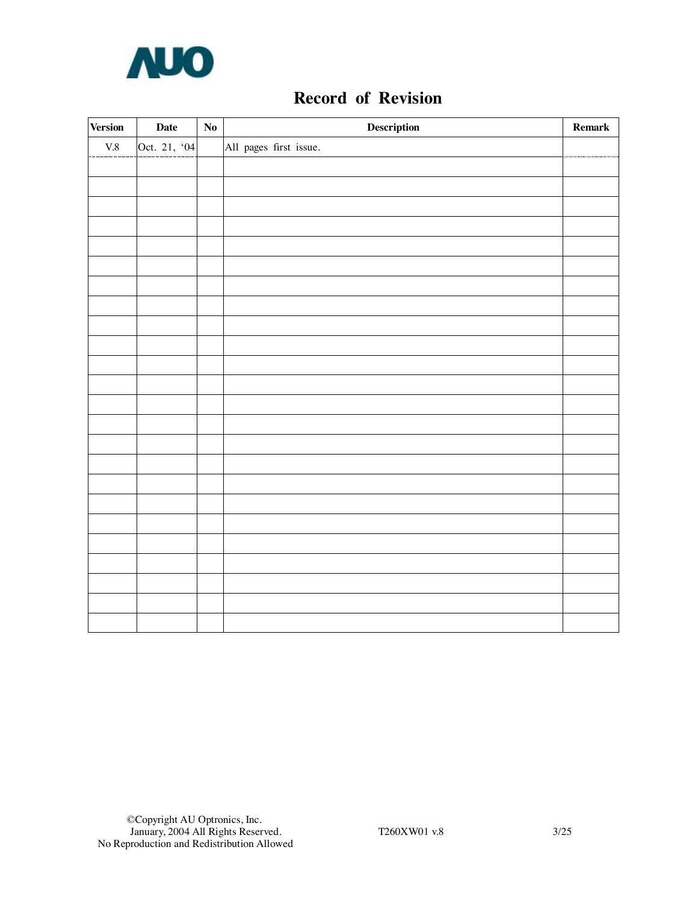# Record of Revision

| Version | Date | No | Description | Remark |
|---|---|---|---|---|
| V.8 | Oct. 21, '04 | | All pages first issue. | |
| | | | | |
| | | | | |
| | | | | |
| | | | | |
| | | | | |
| | | | | |
| | | | | |
| | | | | |
| | | | | |
| | | | | |
| | | | | |
| | | | | |
| | | | | |
| | | | | |
| | | | | |
| | | | | |
| | | | | |
| | | | | |
| | | | | |
| | | | | |
| | | | | |
| | | | | |
| | | | | |
| | | | | |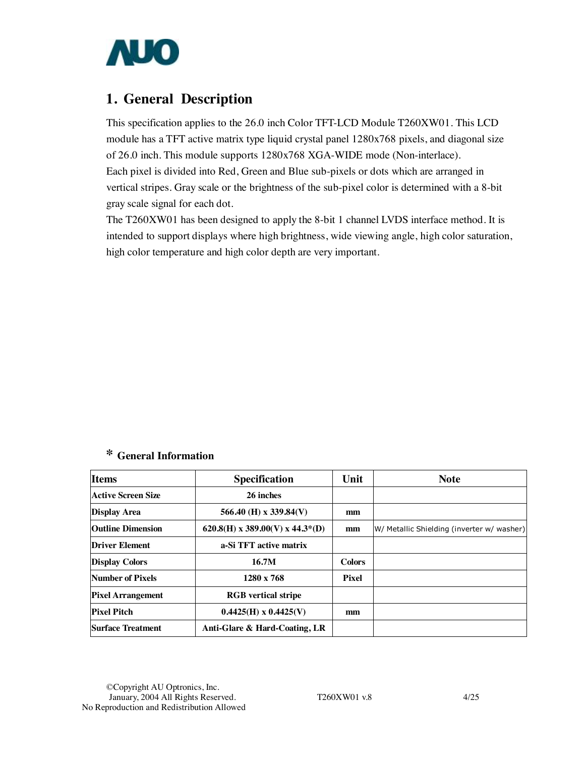# 1. General Description

This specification applies to the 26.0 inch Color TFT-LCD Module T260XW01. This LCD module has a TFT active matrix type liquid crystal panel 1280x768 pixels, and diagonal size of 26.0 inch. This module supports 1280x768 XGA-WIDE mode (Non-interlace).
Each pixel is divided into Red, Green and Blue sub-pixels or dots which are arranged in vertical stripes. Gray scale or the brightness of the sub-pixel color is determined with a 8-bit gray scale signal for each dot.
The T260XW01 has been designed to apply the 8-bit 1 channel LVDS interface method. It is intended to support displays where high brightness, wide viewing angle, high color saturation, high color temperature and high color depth are very important.

## * General Information

| Items | Specification | Unit | Note |
|---|---|---|---|
| **Active Screen Size** | **26 inches** | | |
| **Display Area** | **566.40 (H) x 339.84(V)** | **mm** | |
| **Outline Dimension** | **620.8(H) x 389.00(V) x 44.3*(D)** | **mm** | W/ Metallic Shielding (inverter w/ washer) |
| **Driver Element** | **a-Si TFT active matrix** | | |
| **Display Colors** | **16.7M** | **Colors** | |
| **Number of Pixels** | **1280 x 768** | **Pixel** | |
| **Pixel Arrangement** | **RGB vertical stripe** | | |
| **Pixel Pitch** | **0.4425(H) x 0.4425(V)** | **mm** | |
| **Surface Treatment** | **Anti-Glare & Hard-Coating, LR** | | |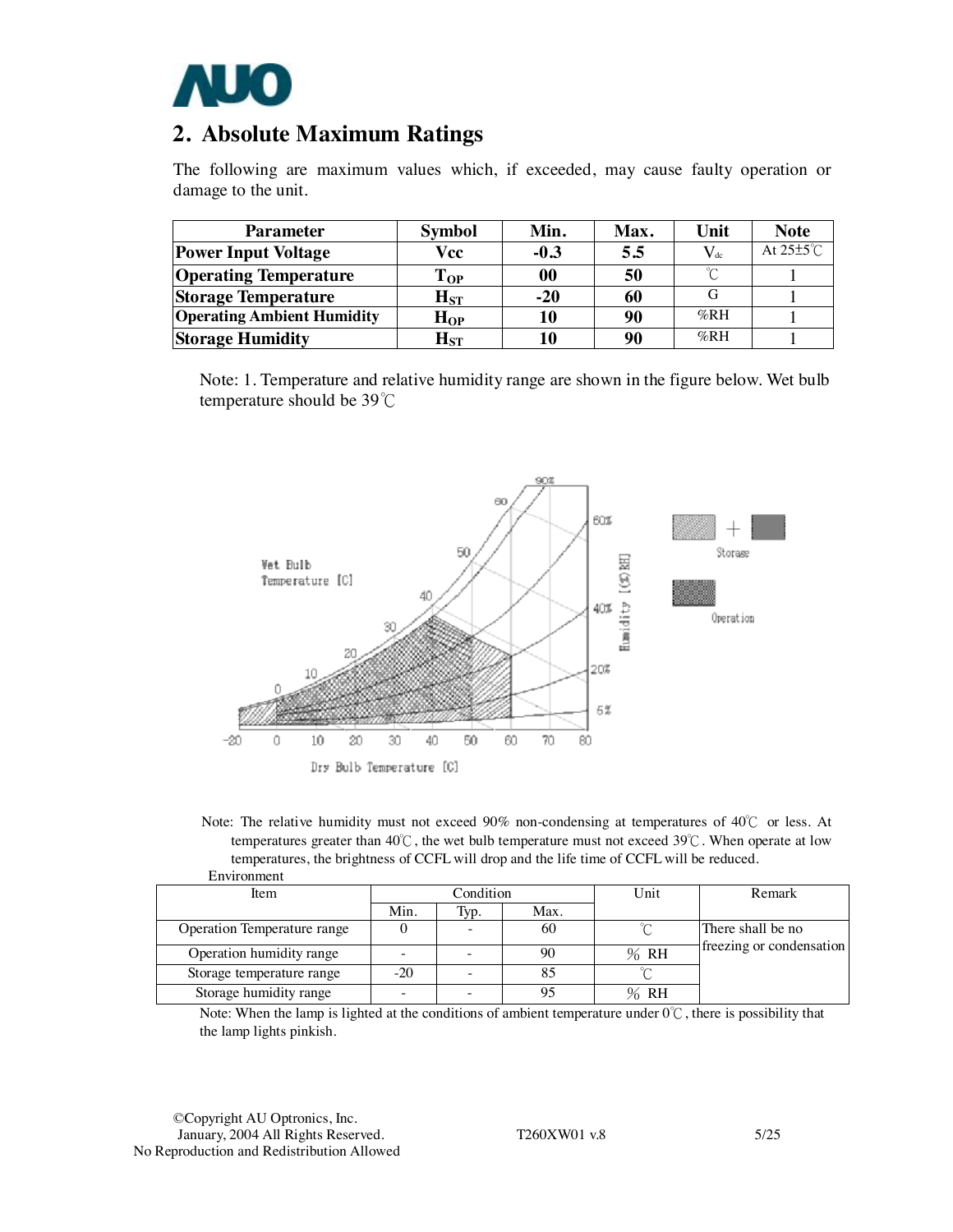## 2. Absolute Maximum Ratings

The following are maximum values which, if exceeded, may cause faulty operation or damage to the unit.

| Parameter | Symbol | Min. | Max. | Unit | Note |
|---|---|---|---|---|---|
| **Power Input Voltage** | **Vcc** | **-0.3** | **5.5** | $V_{dc}$ | At 25±5℃ |
| **Operating Temperature** | $T_{OP}$ | **00** | **50** | ℃ | 1 |
| **Storage Temperature** | $H_{ST}$ | **-20** | **60** | G | 1 |
| **Operating Ambient Humidity** | $H_{OP}$ | **10** | **90** | %RH | 1 |
| **Storage Humidity** | $H_{ST}$ | **10** | **90** | %RH | 1 |

Note: 1. Temperature and relative humidity range are shown in the figure below. Wet bulb temperature should be 39℃

Wet Bulb Temperature [C]
0
10
20
30
40
50
60
90%
60%
40%
20%
5%
Humidity [(%)RH]
Storage
Operation
-20 0 10 20 30 40 50 60 70 80
Dry Bulb Temperature [C]

Note: The relative humidity must not exceed 90% non-condensing at temperatures of 40℃ or less. At temperatures greater than 40℃, the wet bulb temperature must not exceed 39℃. When operate at low temperatures, the brightness of CCFL will drop and the life time of CCFL will be reduced.

Environment

| Item | Condition | | | Unit | Remark |
|---|---|---|---|---|---|
| | Min. | Typ. | Max. | | |
| Operation Temperature range | 0 | - | 60 | ℃ | There shall be no freezing or condensation |
| Operation humidity range | - | - | 90 | % RH | |
| Storage temperature range | -20 | - | 85 | ℃ | |
| Storage humidity range | - | - | 95 | % RH | |

Note: When the lamp is lighted at the conditions of ambient temperature under 0℃, there is possibility that the lamp lights pinkish.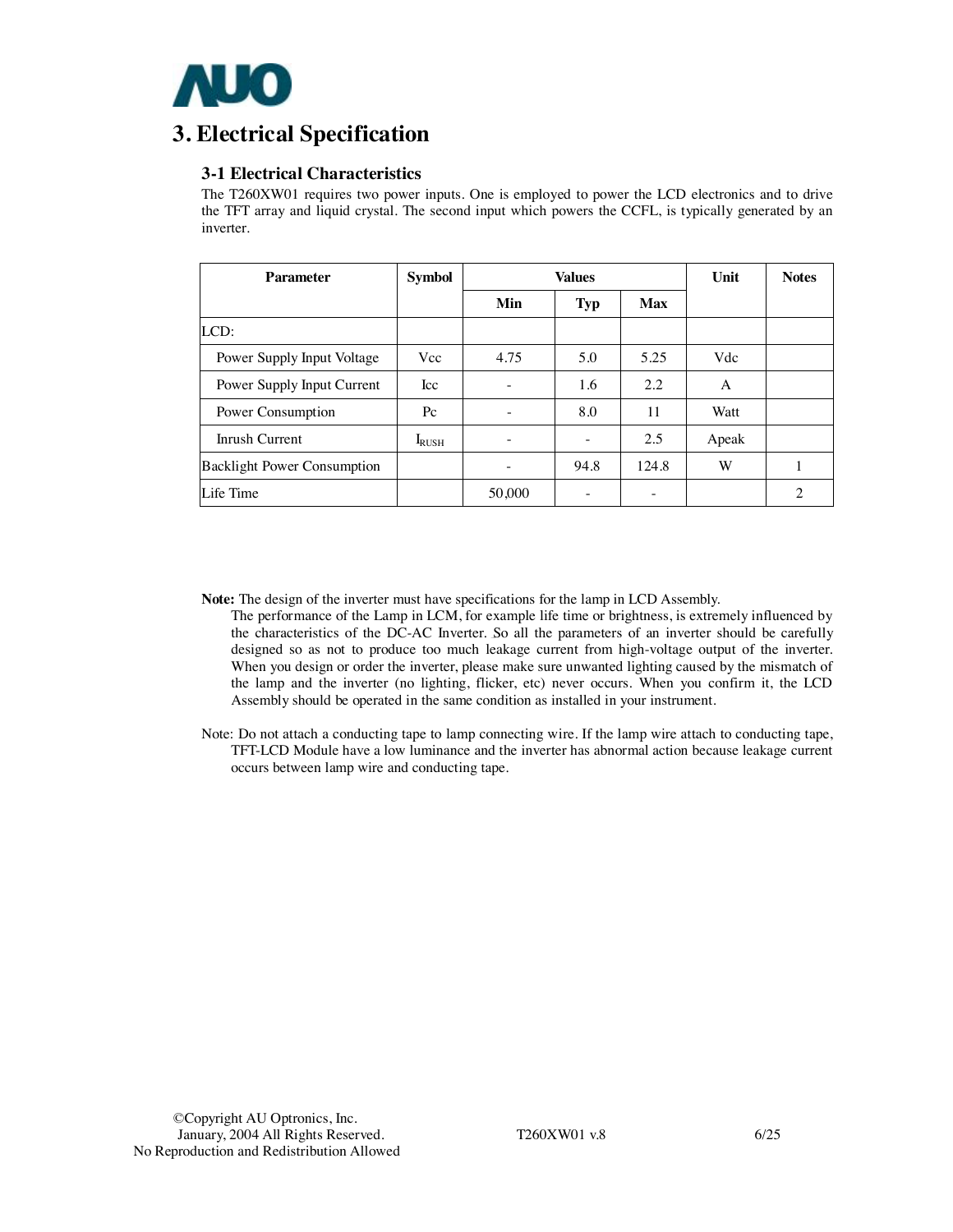# 3. Electrical Specification

## 3-1 Electrical Characteristics

The T260XW01 requires two power inputs. One is employed to power the LCD electronics and to drive the TFT array and liquid crystal. The second input which powers the CCFL, is typically generated by an inverter.

| Parameter | Symbol | Values | | | Unit | Notes |
|---|---|---|---|---|---|---|
| | | Min | Typ | Max | | |
| LCD: | | | | | | |
| Power Supply Input Voltage | Vcc | 4.75 | 5.0 | 5.25 | Vdc | |
| Power Supply Input Current | Icc | - | 1.6 | 2.2 | A | |
| Power Consumption | Pc | - | 8.0 | 11 | Watt | |
| Inrush Current | $I_{RUSH}$ | - | - | 2.5 | Apeak | |
| Backlight Power Consumption | | - | 94.8 | 124.8 | W | 1 |
| Life Time | | 50,000 | - | - | | 2 |

**Note:** The design of the inverter must have specifications for the lamp in LCD Assembly.
The performance of the Lamp in LCM, for example life time or brightness, is extremely influenced by the characteristics of the DC-AC Inverter. So all the parameters of an inverter should be carefully designed so as not to produce too much leakage current from high-voltage output of the inverter. When you design or order the inverter, please make sure unwanted lighting caused by the mismatch of the lamp and the inverter (no lighting, flicker, etc) never occurs. When you confirm it, the LCD Assembly should be operated in the same condition as installed in your instrument.

Note: Do not attach a conducting tape to lamp connecting wire. If the lamp wire attach to conducting tape, TFT-LCD Module have a low luminance and the inverter has abnormal action because leakage current occurs between lamp wire and conducting tape.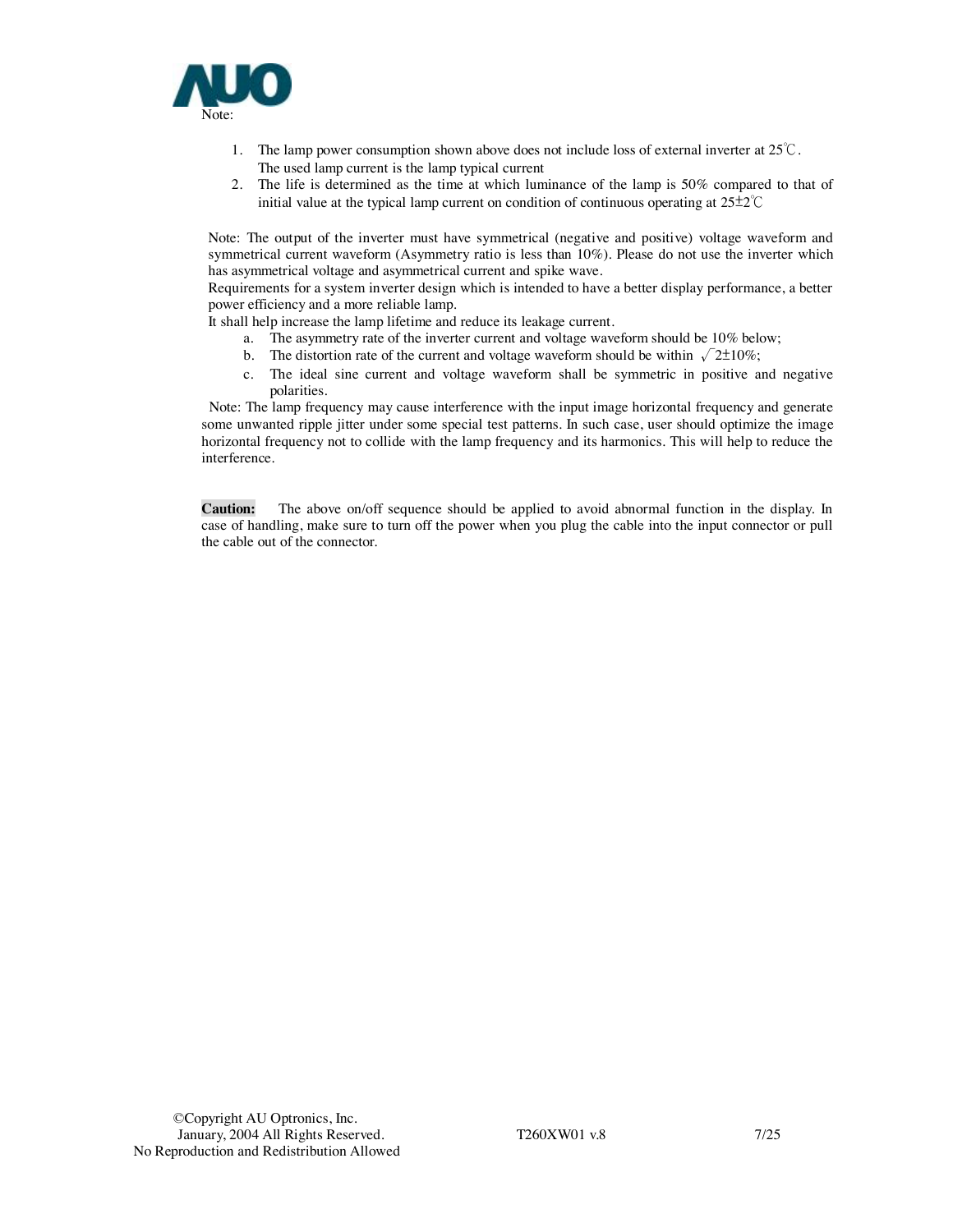Note:

1. The lamp power consumption shown above does not include loss of external inverter at 25℃. The used lamp current is the lamp typical current
2. The life is determined as the time at which luminance of the lamp is 50% compared to that of initial value at the typical lamp current on condition of continuous operating at 25±2℃

Note: The output of the inverter must have symmetrical (negative and positive) voltage waveform and symmetrical current waveform (Asymmetry ratio is less than 10%). Please do not use the inverter which has asymmetrical voltage and asymmetrical current and spike wave.
Requirements for a system inverter design which is intended to have a better display performance, a better power efficiency and a more reliable lamp.
It shall help increase the lamp lifetime and reduce its leakage current.

a. The asymmetry rate of the inverter current and voltage waveform should be 10% below;
b. The distortion rate of the current and voltage waveform should be within $\sqrt{2}$±10%;
c. The ideal sine current and voltage waveform shall be symmetric in positive and negative polarities.

Note: The lamp frequency may cause interference with the input image horizontal frequency and generate some unwanted ripple jitter under some special test patterns. In such case, user should optimize the image horizontal frequency not to collide with the lamp frequency and its harmonics. This will help to reduce the interference.

**Caution:** The above on/off sequence should be applied to avoid abnormal function in the display. In case of handling, make sure to turn off the power when you plug the cable into the input connector or pull the cable out of the connector.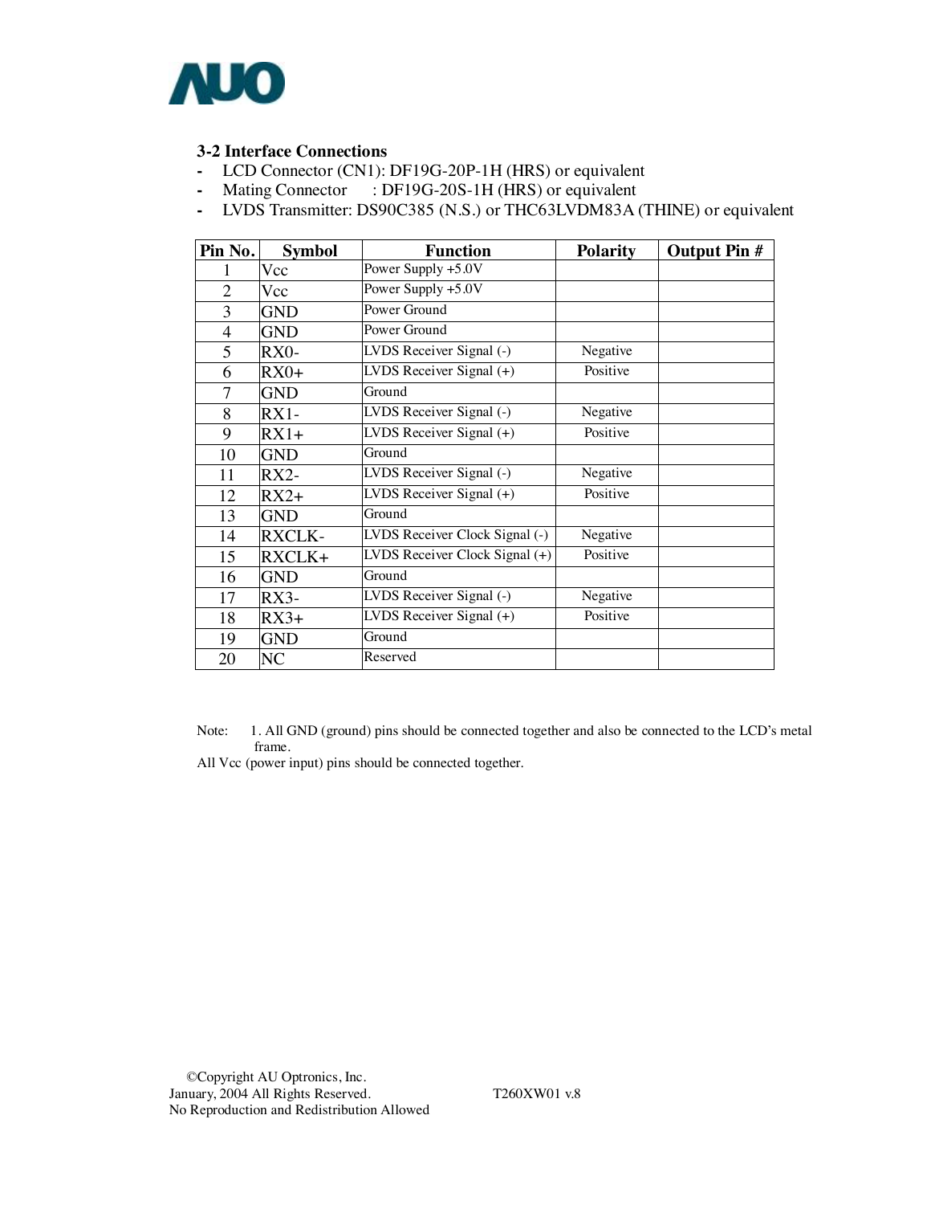### 3-2 Interface Connections

- LCD Connector (CN1): DF19G-20P-1H (HRS) or equivalent
- Mating Connector : DF19G-20S-1H (HRS) or equivalent
- LVDS Transmitter: DS90C385 (N.S.) or THC63LVDM83A (THINE) or equivalent

| Pin No. | Symbol | Function | Polarity | Output Pin # |
|---|---|---|---|---|
| 1 | Vcc | Power Supply +5.0V | | |
| 2 | Vcc | Power Supply +5.0V | | |
| 3 | GND | Power Ground | | |
| 4 | GND | Power Ground | | |
| 5 | RX0- | LVDS Receiver Signal (-) | Negative | |
| 6 | RX0+ | LVDS Receiver Signal (+) | Positive | |
| 7 | GND | Ground | | |
| 8 | RX1- | LVDS Receiver Signal (-) | Negative | |
| 9 | RX1+ | LVDS Receiver Signal (+) | Positive | |
| 10 | GND | Ground | | |
| 11 | RX2- | LVDS Receiver Signal (-) | Negative | |
| 12 | RX2+ | LVDS Receiver Signal (+) | Positive | |
| 13 | GND | Ground | | |
| 14 | RXCLK- | LVDS Receiver Clock Signal (-) | Negative | |
| 15 | RXCLK+ | LVDS Receiver Clock Signal (+) | Positive | |
| 16 | GND | Ground | | |
| 17 | RX3- | LVDS Receiver Signal (-) | Negative | |
| 18 | RX3+ | LVDS Receiver Signal (+) | Positive | |
| 19 | GND | Ground | | |
| 20 | NC | Reserved | | |

Note: 1. All GND (ground) pins should be connected together and also be connected to the LCD's metal frame.
All Vcc (power input) pins should be connected together.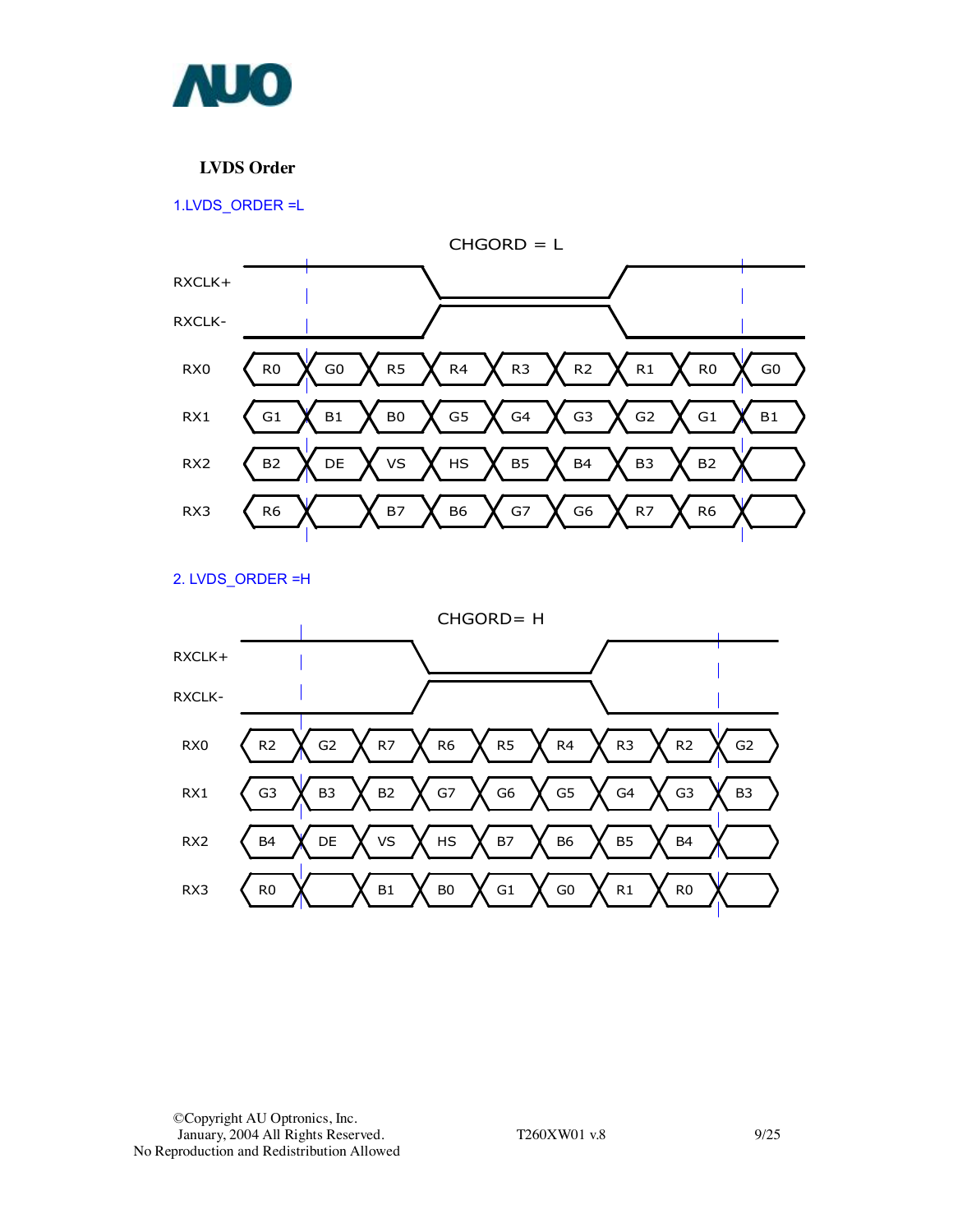## LVDS Order

1.LVDS_ORDER =L

CHGORD = L

RXCLK+

RXCLK-

RX0 R0 G0 R5 R4 R3 R2 R1 R0 G0

RX1 G1 B1 B0 G5 G4 G3 G2 G1 B1

RX2 B2 DE VS HS B5 B4 B3 B2

RX3 R6 B7 B6 G7 G6 R7 R6

2. LVDS_ORDER =H

CHGORD= H

RXCLK+

RXCLK-

RX0 R2 G2 R7 R6 R5 R4 R3 R2 G2

RX1 G3 B3 B2 G7 G6 G5 G4 G3 B3

RX2 B4 DE VS HS B7 B6 B5 B4

RX3 R0 B1 B0 G1 G0 R1 R0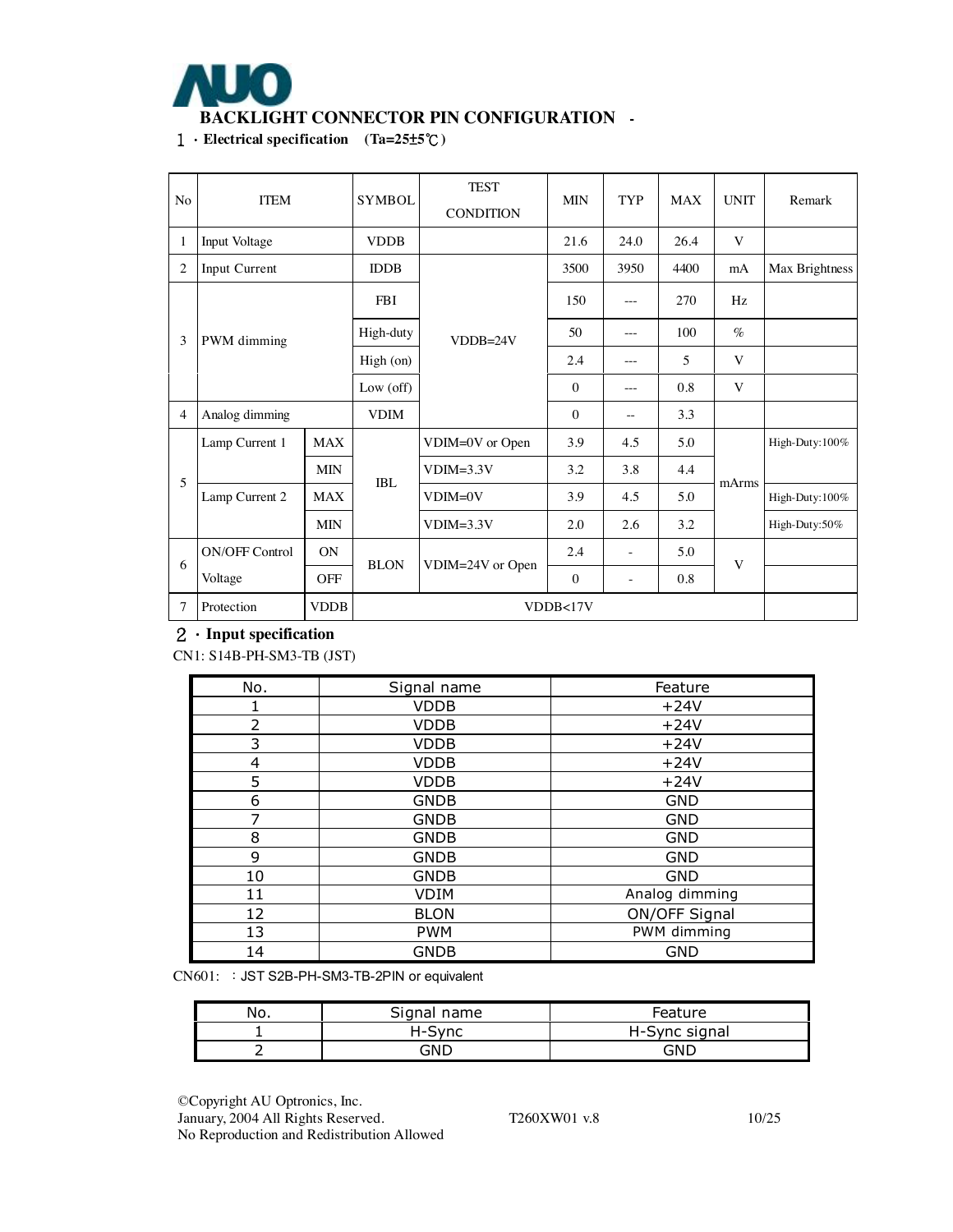## BACKLIGHT CONNECTOR PIN CONFIGURATION

1．Electrical specification (Ta=25±5℃)

| No | ITEM | | SYMBOL | TEST CONDITION | MIN | TYP | MAX | UNIT | Remark |
|---|---|---|---|---|---|---|---|---|---|
| 1 | Input Voltage | | VDDB | | 21.6 | 24.0 | 26.4 | V | |
| 2 | Input Current | | IDDB | VDDB=24V | 3500 | 3950 | 4400 | mA | Max Brightness |
| 3 | PWM dimming | | FBI | | 150 | --- | 270 | Hz | |
| | | | High-duty | | 50 | --- | 100 | % | |
| | | | High (on) | | 2.4 | --- | 5 | V | |
| | | | Low (off) | | 0 | --- | 0.8 | V | |
| 4 | Analog dimming | | VDIM | | 0 | -- | 3.3 | | |
| 5 | Lamp Current 1 | MAX | IBL | VDIM=0V or Open | 3.9 | 4.5 | 5.0 | mArms | High-Duty:100% |
| | | MIN | | VDIM=3.3V | 3.2 | 3.8 | 4.4 | | |
| | Lamp Current 2 | MAX | | VDIM=0V | 3.9 | 4.5 | 5.0 | | High-Duty:100% |
| | | MIN | | VDIM=3.3V | 2.0 | 2.6 | 3.2 | | High-Duty:50% |
| 6 | ON/OFF Control Voltage | ON | BLON | VDIM=24V or Open | 2.4 | - | 5.0 | V | |
| | | OFF | | | 0 | - | 0.8 | | |
| 7 | Protection | VDDB | VDDB<17V | | | | | | |

2．Input specification

CN1: S14B-PH-SM3-TB (JST)

| No. | Signal name | Feature |
|---|---|---|
| 1 | VDDB | +24V |
| 2 | VDDB | +24V |
| 3 | VDDB | +24V |
| 4 | VDDB | +24V |
| 5 | VDDB | +24V |
| 6 | GNDB | GND |
| 7 | GNDB | GND |
| 8 | GNDB | GND |
| 9 | GNDB | GND |
| 10 | GNDB | GND |
| 11 | VDIM | Analog dimming |
| 12 | BLON | ON/OFF Signal |
| 13 | PWM | PWM dimming |
| 14 | GNDB | GND |

CN601: ：JST S2B-PH-SM3-TB-2PIN or equivalent

| No. | Signal name | Feature |
|---|---|---|
| 1 | H-Sync | H-Sync signal |
| 2 | GND | GND |

©Copyright AU Optronics, Inc.
January, 2004 All Rights Reserved.
No Reproduction and Redistribution Allowed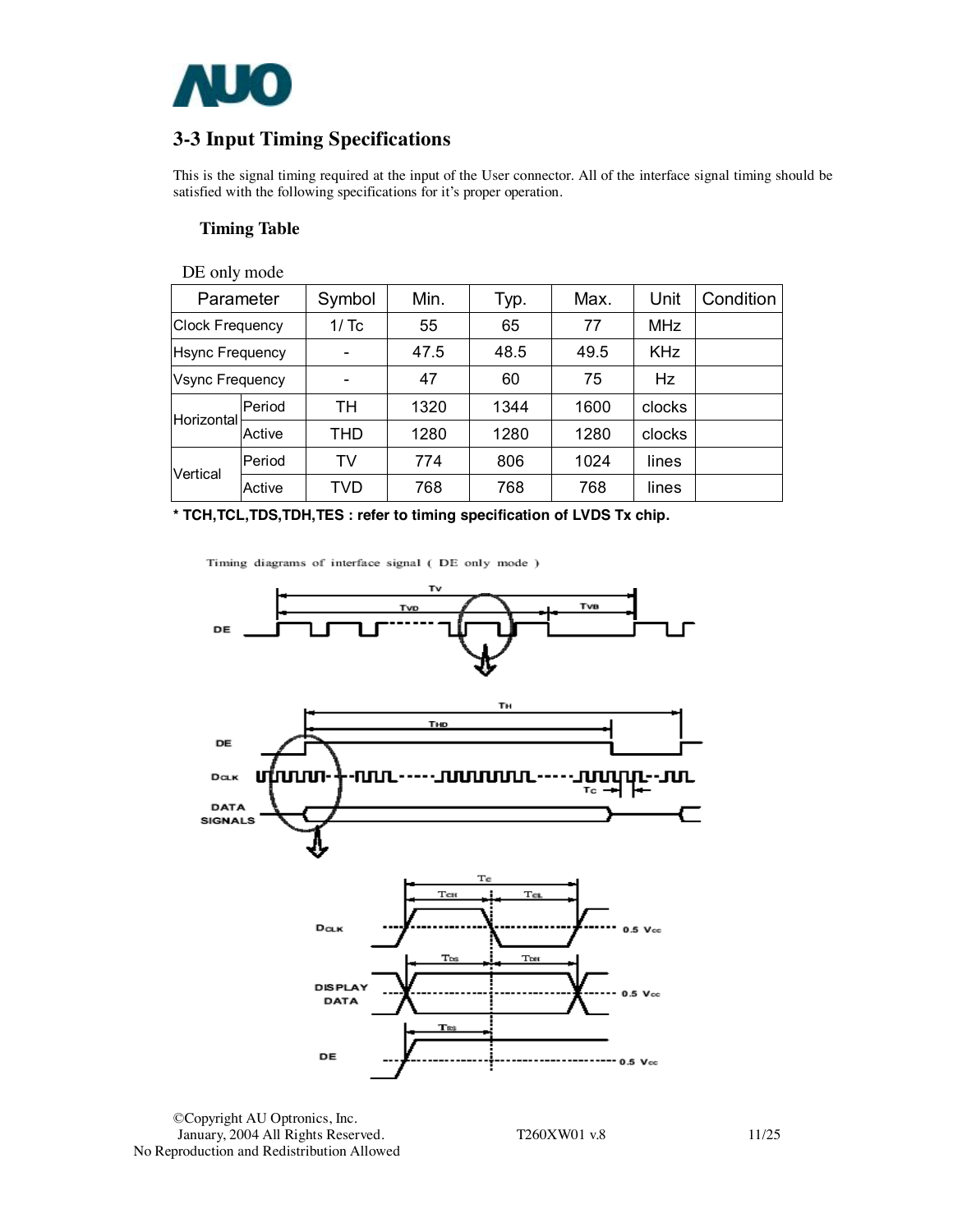## 3-3 Input Timing Specifications

This is the signal timing required at the input of the User connector. All of the interface signal timing should be satisfied with the following specifications for it's proper operation.

### Timing Table

DE only mode

| Parameter | | Symbol | Min. | Typ. | Max. | Unit | Condition |
|---|---|---|---|---|---|---|---|
| Clock Frequency | | 1/ Tc | 55 | 65 | 77 | MHz | |
| Hsync Frequency | | - | 47.5 | 48.5 | 49.5 | KHz | |
| Vsync Frequency | | - | 47 | 60 | 75 | Hz | |
| Horizontal | Period | TH | 1320 | 1344 | 1600 | clocks | |
| | Active | THD | 1280 | 1280 | 1280 | clocks | |
| Vertical | Period | TV | 774 | 806 | 1024 | lines | |
| | Active | TVD | 768 | 768 | 768 | lines | |

**\* TCH,TCL,TDS,TDH,TES : refer to timing specification of LVDS Tx chip.**

Timing diagrams of interface signal ( DE only mode )

TV
TVD
TVB
DE

TH
THD
DE
DCLK
DATA SIGNALS
Tc

Tc
TCH
TCL
DCLK
0.5 Vcc
TDS
TDH
DISPLAY DATA
0.5 Vcc
TES
DE
0.5 Vcc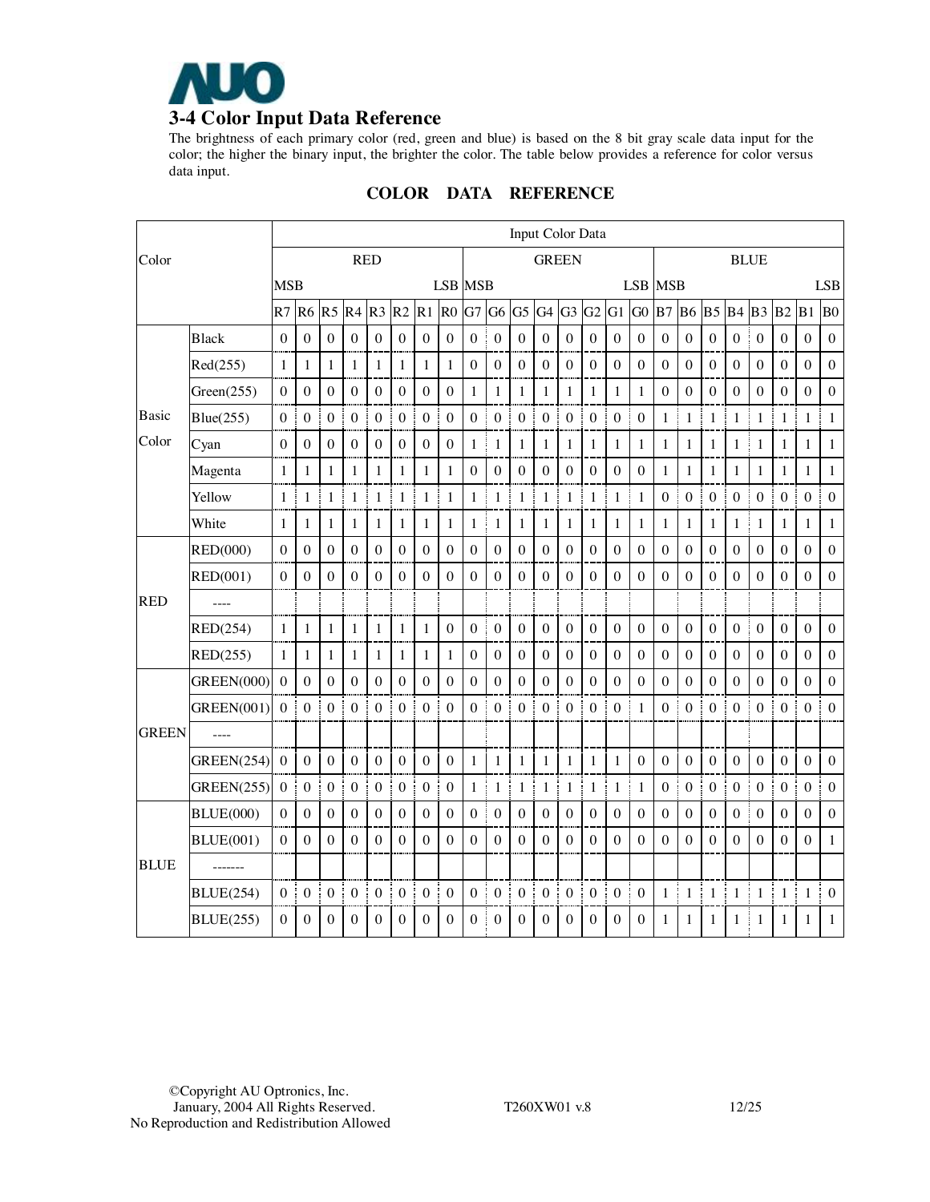## 3-4 Color Input Data Reference

The brightness of each primary color (red, green and blue) is based on the 8 bit gray scale data input for the color; the higher the binary input, the brighter the color. The table below provides a reference for color versus data input.

**COLOR DATA REFERENCE**

| Color | | Input Color Data | | | | | | | | | | | | | | | | | | | | | | | |
|---|---|---|---|---|---|---|---|---|---|---|---|---|---|---|---|---|---|---|---|---|---|---|---|---|---|
| | | RED | | | | | | | | GREEN | | | | | | | | BLUE | | | | | | | |
| | | MSB | | | | | | | LSB | MSB | | | | | | | LSB | MSB | | | | | | | LSB |
| | | R7 | R6 | R5 | R4 | R3 | R2 | R1 | R0 | G7 | G6 | G5 | G4 | G3 | G2 | G1 | G0 | B7 | B6 | B5 | B4 | B3 | B2 | B1 | B0 |
| Basic Color | Black | 0 | 0 | 0 | 0 | 0 | 0 | 0 | 0 | 0 | 0 | 0 | 0 | 0 | 0 | 0 | 0 | 0 | 0 | 0 | 0 | 0 | 0 | 0 | 0 |
| | Red(255) | 1 | 1 | 1 | 1 | 1 | 1 | 1 | 1 | 0 | 0 | 0 | 0 | 0 | 0 | 0 | 0 | 0 | 0 | 0 | 0 | 0 | 0 | 0 | 0 |
| | Green(255) | 0 | 0 | 0 | 0 | 0 | 0 | 0 | 0 | 1 | 1 | 1 | 1 | 1 | 1 | 1 | 1 | 0 | 0 | 0 | 0 | 0 | 0 | 0 | 0 |
| | Blue(255) | 0 | 0 | 0 | 0 | 0 | 0 | 0 | 0 | 0 | 0 | 0 | 0 | 0 | 0 | 0 | 0 | 1 | 1 | 1 | 1 | 1 | 1 | 1 | 1 |
| | Cyan | 0 | 0 | 0 | 0 | 0 | 0 | 0 | 0 | 1 | 1 | 1 | 1 | 1 | 1 | 1 | 1 | 1 | 1 | 1 | 1 | 1 | 1 | 1 | 1 |
| | Magenta | 1 | 1 | 1 | 1 | 1 | 1 | 1 | 1 | 0 | 0 | 0 | 0 | 0 | 0 | 0 | 0 | 1 | 1 | 1 | 1 | 1 | 1 | 1 | 1 |
| | Yellow | 1 | 1 | 1 | 1 | 1 | 1 | 1 | 1 | 1 | 1 | 1 | 1 | 1 | 1 | 1 | 1 | 0 | 0 | 0 | 0 | 0 | 0 | 0 | 0 |
| | White | 1 | 1 | 1 | 1 | 1 | 1 | 1 | 1 | 1 | 1 | 1 | 1 | 1 | 1 | 1 | 1 | 1 | 1 | 1 | 1 | 1 | 1 | 1 | 1 |
| RED | RED(000) | 0 | 0 | 0 | 0 | 0 | 0 | 0 | 0 | 0 | 0 | 0 | 0 | 0 | 0 | 0 | 0 | 0 | 0 | 0 | 0 | 0 | 0 | 0 | 0 |
| | RED(001) | 0 | 0 | 0 | 0 | 0 | 0 | 0 | 0 | 0 | 0 | 0 | 0 | 0 | 0 | 0 | 0 | 0 | 0 | 0 | 0 | 0 | 0 | 0 | 0 |
| | ---- | | | | | | | | | | | | | | | | | | | | | | | | |
| | RED(254) | 1 | 1 | 1 | 1 | 1 | 1 | 1 | 0 | 0 | 0 | 0 | 0 | 0 | 0 | 0 | 0 | 0 | 0 | 0 | 0 | 0 | 0 | 0 | 0 |
| | RED(255) | 1 | 1 | 1 | 1 | 1 | 1 | 1 | 1 | 0 | 0 | 0 | 0 | 0 | 0 | 0 | 0 | 0 | 0 | 0 | 0 | 0 | 0 | 0 | 0 |
| GREEN | GREEN(000) | 0 | 0 | 0 | 0 | 0 | 0 | 0 | 0 | 0 | 0 | 0 | 0 | 0 | 0 | 0 | 0 | 0 | 0 | 0 | 0 | 0 | 0 | 0 | 0 |
| | GREEN(001) | 0 | 0 | 0 | 0 | 0 | 0 | 0 | 0 | 0 | 0 | 0 | 0 | 0 | 0 | 0 | 1 | 0 | 0 | 0 | 0 | 0 | 0 | 0 | 0 |
| | ---- | | | | | | | | | | | | | | | | | | | | | | | | |
| | GREEN(254) | 0 | 0 | 0 | 0 | 0 | 0 | 0 | 0 | 1 | 1 | 1 | 1 | 1 | 1 | 1 | 0 | 0 | 0 | 0 | 0 | 0 | 0 | 0 | 0 |
| | GREEN(255) | 0 | 0 | 0 | 0 | 0 | 0 | 0 | 0 | 1 | 1 | 1 | 1 | 1 | 1 | 1 | 1 | 0 | 0 | 0 | 0 | 0 | 0 | 0 | 0 |
| BLUE | BLUE(000) | 0 | 0 | 0 | 0 | 0 | 0 | 0 | 0 | 0 | 0 | 0 | 0 | 0 | 0 | 0 | 0 | 0 | 0 | 0 | 0 | 0 | 0 | 0 | 0 |
| | BLUE(001) | 0 | 0 | 0 | 0 | 0 | 0 | 0 | 0 | 0 | 0 | 0 | 0 | 0 | 0 | 0 | 0 | 0 | 0 | 0 | 0 | 0 | 0 | 0 | 1 |
| | ------- | | | | | | | | | | | | | | | | | | | | | | | | |
| | BLUE(254) | 0 | 0 | 0 | 0 | 0 | 0 | 0 | 0 | 0 | 0 | 0 | 0 | 0 | 0 | 0 | 0 | 1 | 1 | 1 | 1 | 1 | 1 | 1 | 0 |
| | BLUE(255) | 0 | 0 | 0 | 0 | 0 | 0 | 0 | 0 | 0 | 0 | 0 | 0 | 0 | 0 | 0 | 0 | 1 | 1 | 1 | 1 | 1 | 1 | 1 | 1 |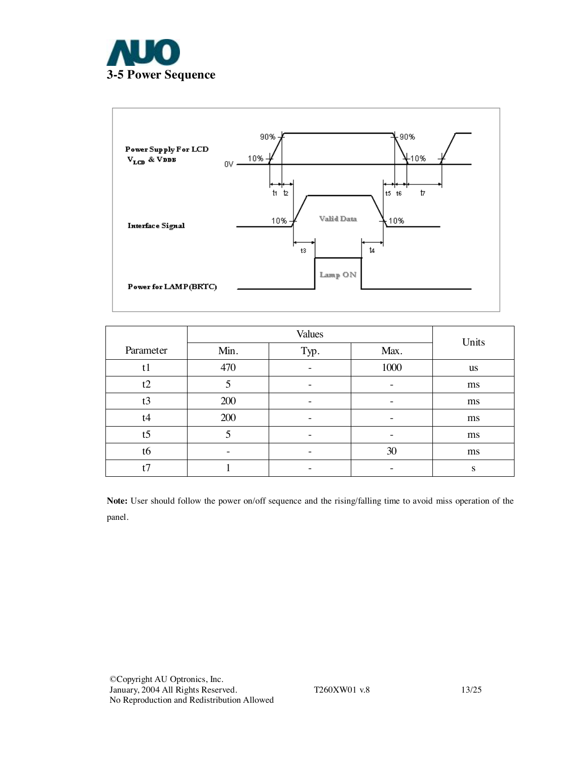## 3-5 Power Sequence

Power Supply For LCD

$V_{LCD}$ & $V_{DDB}$

0V

90%

10%

90%

10%

t1 t2

t5 t6

t7

Interface Signal

10%

Valid Data

10%

t3

t4

Power for LAMP(BRTC)

Lamp ON

| Parameter | Values | | | Units |
|---|---|---|---|---|
| | Min. | Typ. | Max. | |
| t1 | 470 | - | 1000 | us |
| t2 | 5 | - | - | ms |
| t3 | 200 | - | - | ms |
| t4 | 200 | - | - | ms |
| t5 | 5 | - | - | ms |
| t6 | - | - | 30 | ms |
| t7 | 1 | - | - | s |

**Note:** User should follow the power on/off sequence and the rising/falling time to avoid miss operation of the panel.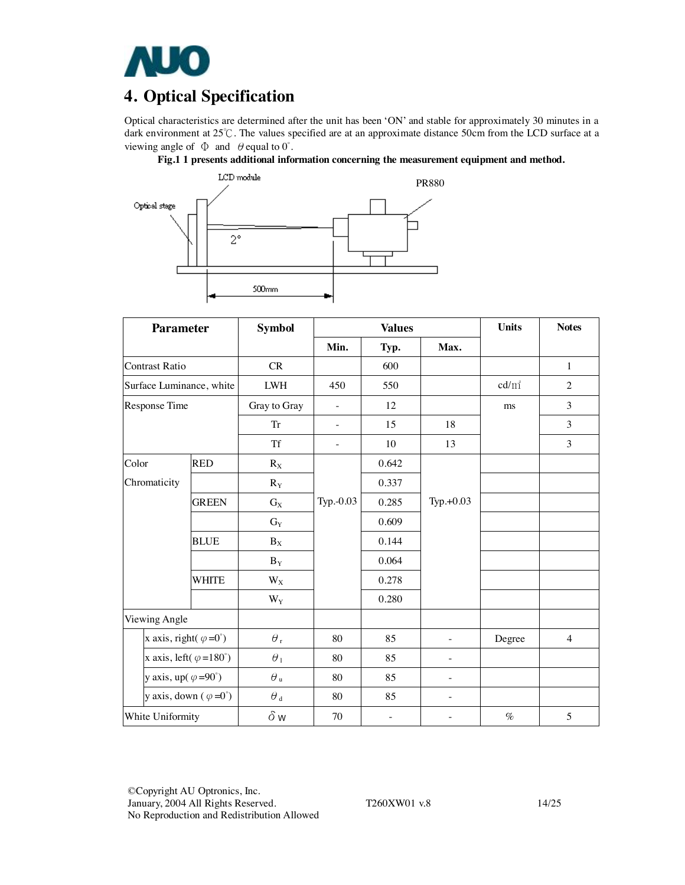# 4. Optical Specification

Optical characteristics are determined after the unit has been 'ON' and stable for approximately 30 minutes in a dark environment at 25℃. The values specified are at an approximate distance 50cm from the LCD surface at a viewing angle of Φ and θ equal to 0°.

**Fig.1 1 presents additional information concerning the measurement equipment and method.**

LCD module

PR880

Optical stage

2°

500mm

| Parameter | | Symbol | Values | | | Units | Notes |
|---|---|---|---|---|---|---|---|
| | | | Min. | Typ. | Max. | | |
| Contrast Ratio | | CR | | 600 | | | 1 |
| Surface Luminance, white | | LWH | 450 | 550 | | cd/㎡ | 2 |
| Response Time | | Gray to Gray | - | 12 | | ms | 3 |
| | | Tr | - | 15 | 18 | | 3 |
| | | Tf | - | 10 | 13 | | 3 |
| Color Chromaticity | RED | $R_X$ | Typ.-0.03 | 0.642 | Typ.+0.03 | | |
| | | $R_Y$ | | 0.337 | | | |
| | GREEN | $G_X$ | | 0.285 | | | |
| | | $G_Y$ | | 0.609 | | | |
| | BLUE | $B_X$ | | 0.144 | | | |
| | | $B_Y$ | | 0.064 | | | |
| | WHITE | $W_X$ | | 0.278 | | | |
| | | $W_Y$ | | 0.280 | | | |
| Viewing Angle | | | | | | | |
| | x axis, right( $\varphi$=0°) | $\theta_r$ | 80 | 85 | - | Degree | 4 |
| | x axis, left( $\varphi$=180°) | $\theta_l$ | 80 | 85 | - | | |
| | y axis, up( $\varphi$=90°) | $\theta_u$ | 80 | 85 | - | | |
| | y axis, down ( $\varphi$=0°) | $\theta_d$ | 80 | 85 | - | | |
| White Uniformity | | $\delta_W$ | 70 | - | - | % | 5 |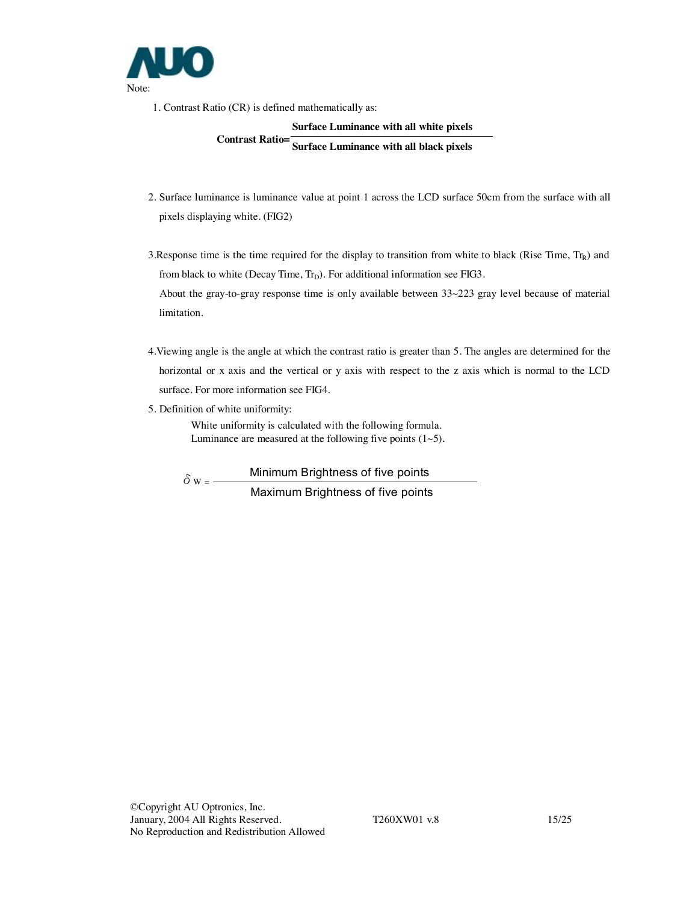Note:

1. Contrast Ratio (CR) is defined mathematically as:

$$\textbf{Contrast Ratio} = \frac{\textbf{Surface Luminance with all white pixels}}{\textbf{Surface Luminance with all black pixels}}$$

2. Surface luminance is luminance value at point 1 across the LCD surface 50cm from the surface with all pixels displaying white. (FIG2)

3. Response time is the time required for the display to transition from white to black (Rise Time, $Tr_R$) and from black to white (Decay Time, $Tr_D$). For additional information see FIG3.
   About the gray-to-gray response time is only available between 33~223 gray level because of material limitation.

4. Viewing angle is the angle at which the contrast ratio is greater than 5. The angles are determined for the horizontal or x axis and the vertical or y axis with respect to the z axis which is normal to the LCD surface. For more information see FIG4.

5. Definition of white uniformity:
   White uniformity is calculated with the following formula.
   Luminance are measured at the following five points (1~5).

$$\delta_W = \frac{\text{Minimum Brightness of five points}}{\text{Maximum Brightness of five points}}$$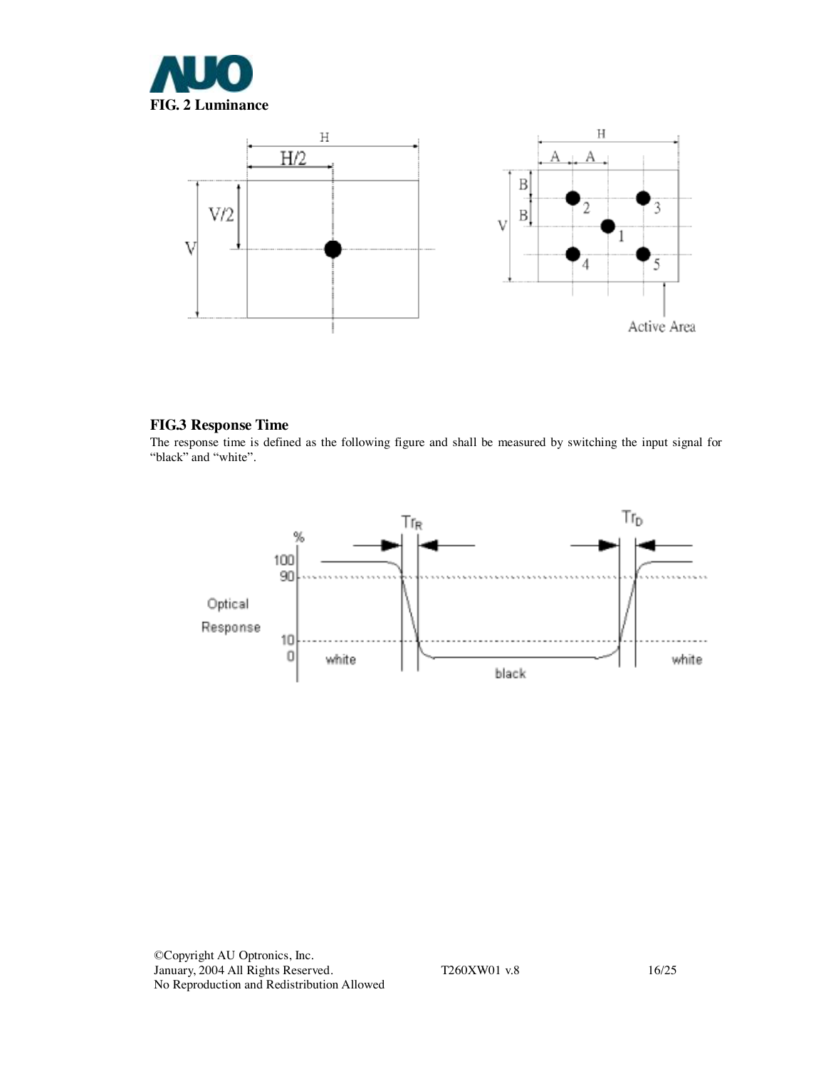**FIG. 2 Luminance**

H

H/2

V/2

V

H

A A

B

B

V

2

3

1

4

5

Active Area

**FIG.3 Response Time**

The response time is defined as the following figure and shall be measured by switching the input signal for "black" and "white".

$Tr_R$

$Tr_D$

%

100

90

Optical

Response

10

0

white

black

white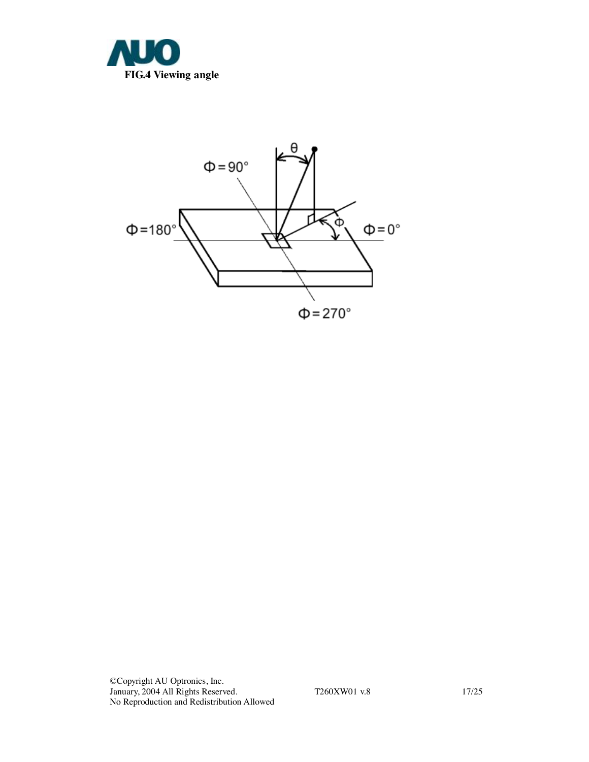**FIG.4 Viewing angle**

θ

Φ=90°

Φ=180°

Φ

Φ=0°

Φ=270°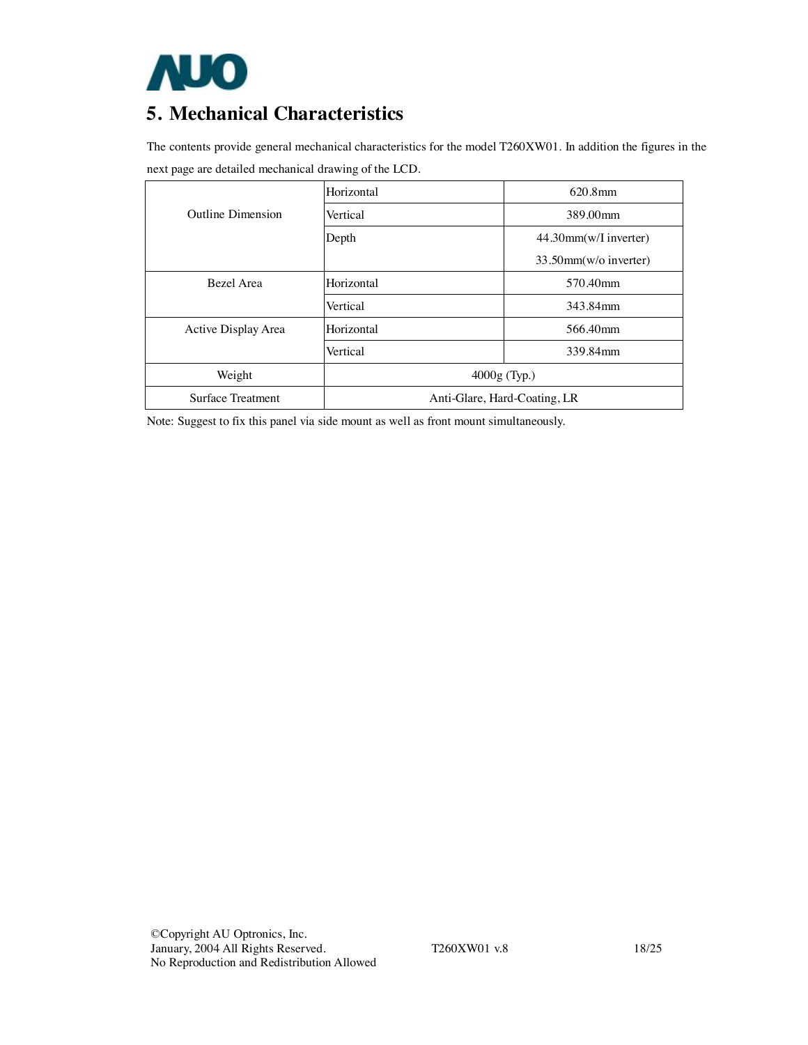# 5. Mechanical Characteristics

The contents provide general mechanical characteristics for the model T260XW01. In addition the figures in the next page are detailed mechanical drawing of the LCD.

| | | |
|---|---|---|
| Outline Dimension | Horizontal | 620.8mm |
| | Vertical | 389.00mm |
| | Depth | 44.30mm(w/I inverter)<br>33.50mm(w/o inverter) |
| Bezel Area | Horizontal | 570.40mm |
| | Vertical | 343.84mm |
| Active Display Area | Horizontal | 566.40mm |
| | Vertical | 339.84mm |
| Weight | 4000g (Typ.) | |
| Surface Treatment | Anti-Glare, Hard-Coating, LR | |

Note: Suggest to fix this panel via side mount as well as front mount simultaneously.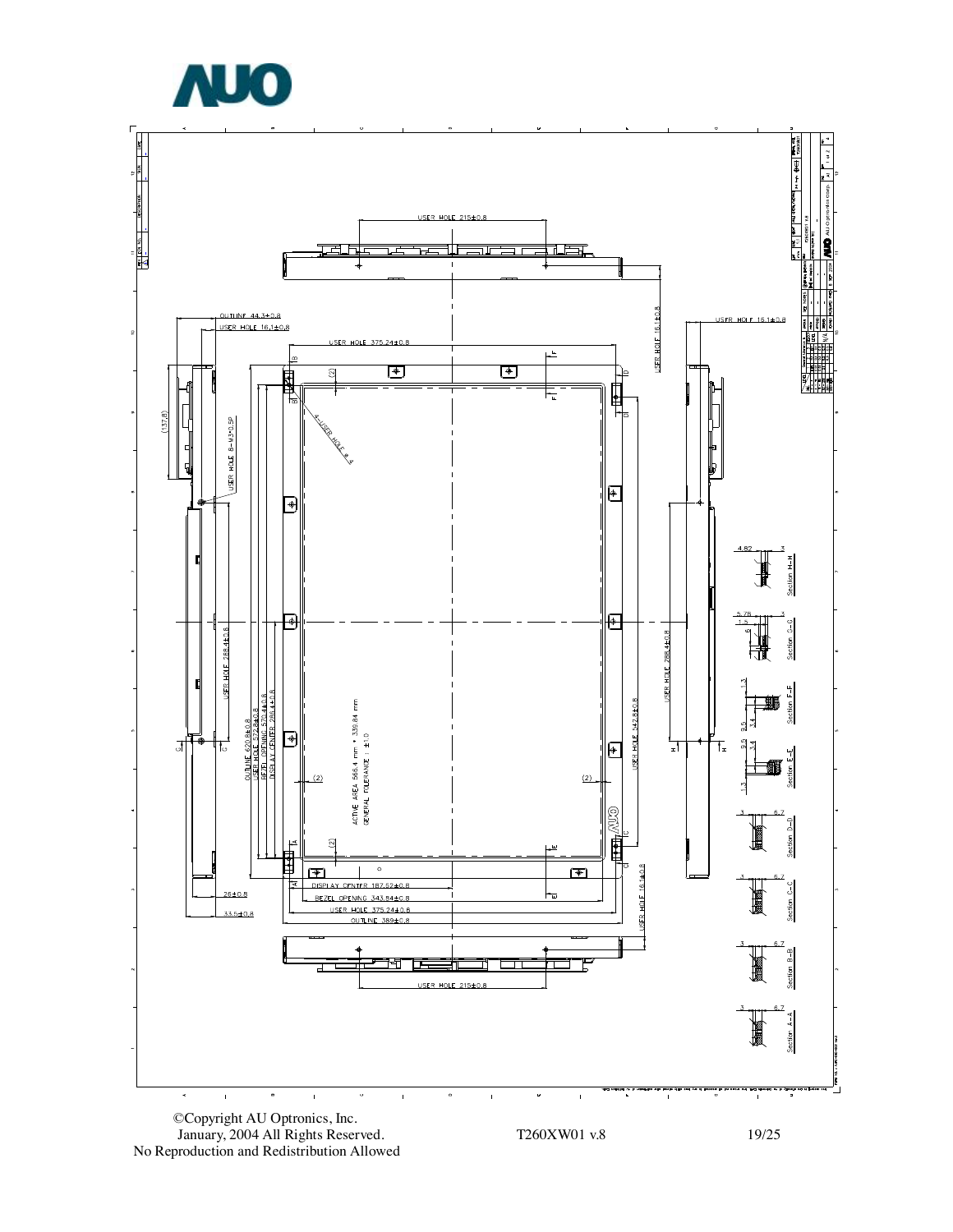USER HOLE 215±0.8

OUTLINE 44.3±0.8

USER HOLE 16.1±0.8

USER HOLE 375.24±0.8

USER HOLE 16.1±0.8

USER HOLE 16.1±0.8

(137.8)

USER HOLE 8-M3*0.5P

4-USER HOLE ø 4

(2)

USER HOLE 288.4±0.8

USER HOLE 288.4±0.8

OUTLINE 620.8±0.8

USER HOLE 572.8±0.8

BEZEL OPENING 572.4±0.8

DISPLAY CENTER 286.4±0.8

ACTIVE AREA 566.4 mm * 339.84 mm

GENERAL TOLERANCE : ±1.0

USER HOLE 542.8±0.8

DISPLAY CENTER 187.62±0.8

BEZEL OPENING 343.84±0.8

USER HOLE 375.24±0.8

OUTLINE 389±0.8

USER HOLE 16.1±0.8

26±0.8

33.5±0.8

USER HOLE 215±0.8

Section H-H

4.82 3

Section G-G

5.78 3 1.5 6

Section F-F

1.3 3.4 9.5

Section E-E

9.5 3.4 1.3

Section D-D

3 6.7

Section C-C

3 6.7

Section B-B

3 6.7

Section A-A

3 6.7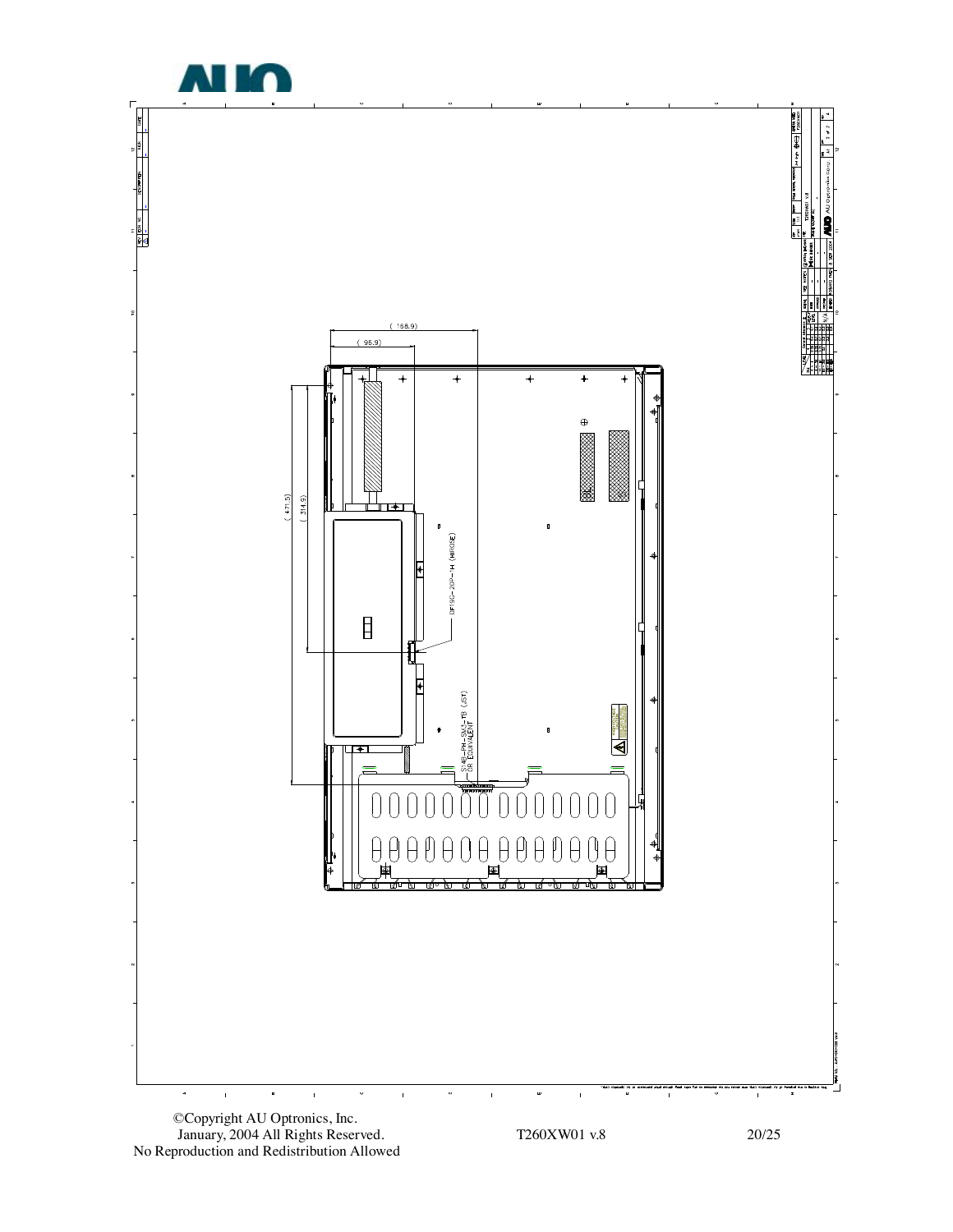( 168.9)

( 96.9)

( 471.5)

( 314.9)

DF19G-20P-1H (HIROSE)

S14B-PH-SM3-TB (JST)
OR EQUIVALENT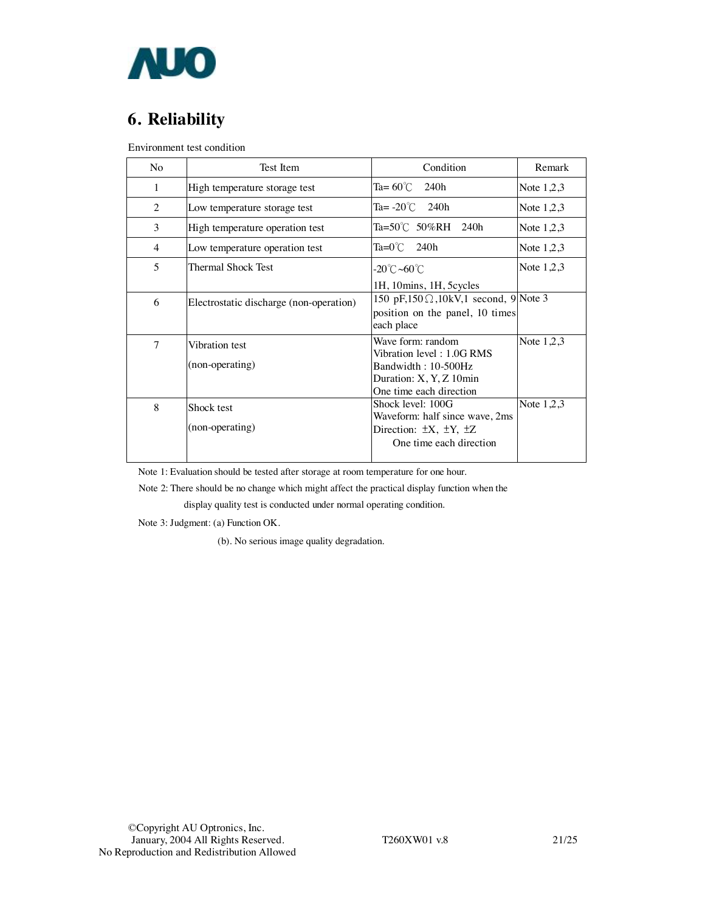# 6. Reliability

Environment test condition

| No | Test Item | Condition | Remark |
|---|---|---|---|
| 1 | High temperature storage test | Ta= 60℃ 240h | Note 1,2,3 |
| 2 | Low temperature storage test | Ta= -20℃ 240h | Note 1,2,3 |
| 3 | High temperature operation test | Ta=50℃ 50%RH 240h | Note 1,2,3 |
| 4 | Low temperature operation test | Ta=0℃ 240h | Note 1,2,3 |
| 5 | Thermal Shock Test | -20℃~60℃<br>1H, 10mins, 1H, 5cycles | Note 1,2,3 |
| 6 | Electrostatic discharge (non-operation) | 150 pF,150Ω,10kV,1 second, 9 position on the panel, 10 times each place | Note 3 |
| 7 | Vibration test<br>(non-operating) | Wave form: random<br>Vibration level : 1.0G RMS<br>Bandwidth : 10-500Hz<br>Duration: X, Y, Z 10min<br>One time each direction | Note 1,2,3 |
| 8 | Shock test<br>(non-operating) | Shock level: 100G<br>Waveform: half since wave, 2ms<br>Direction: ±X, ±Y, ±Z<br>One time each direction | Note 1,2,3 |

Note 1: Evaluation should be tested after storage at room temperature for one hour.

Note 2: There should be no change which might affect the practical display function when the display quality test is conducted under normal operating condition.

Note 3: Judgment: (a) Function OK.

(b). No serious image quality degradation.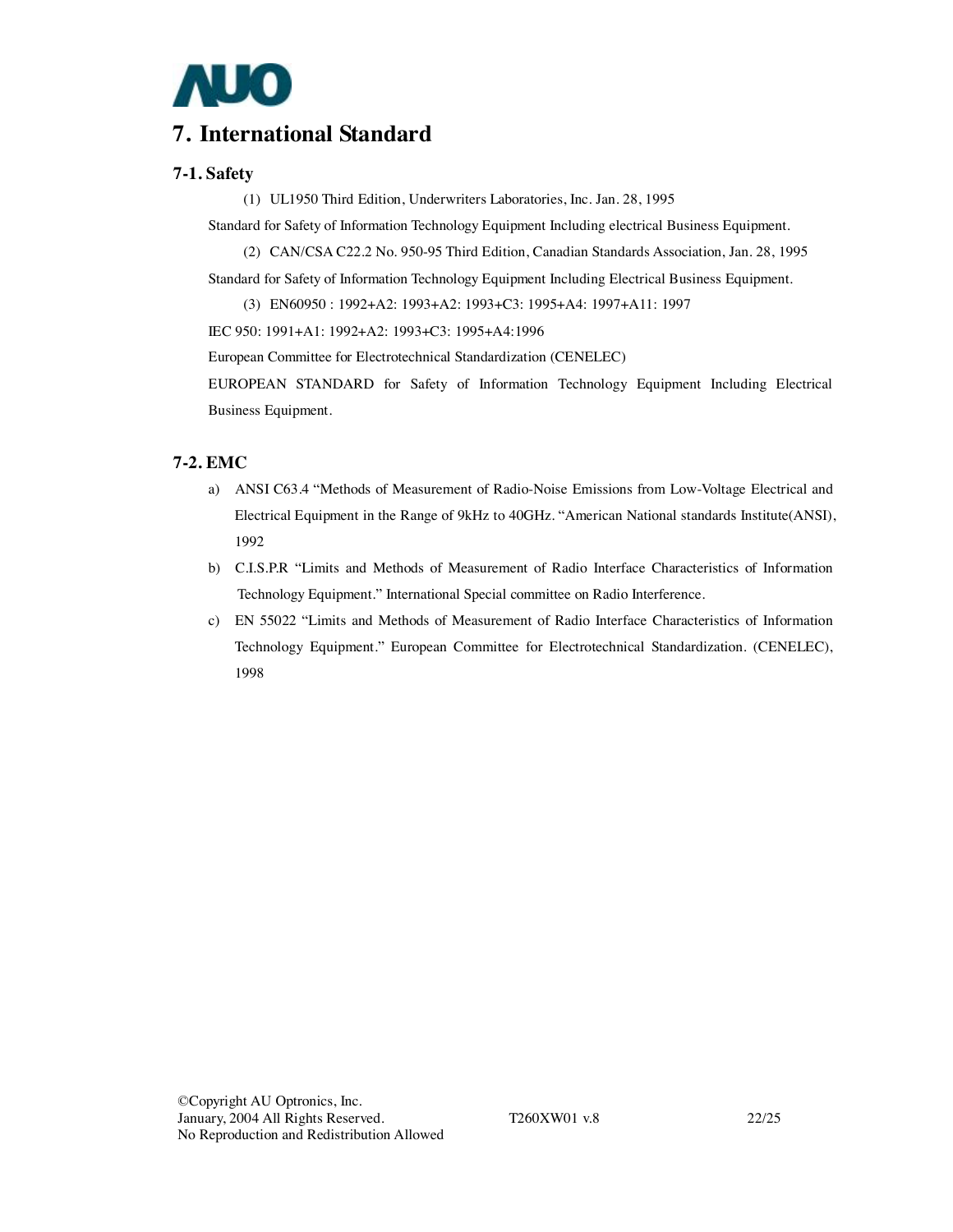# 7. International Standard

## 7-1. Safety

(1) UL1950 Third Edition, Underwriters Laboratories, Inc. Jan. 28, 1995

Standard for Safety of Information Technology Equipment Including electrical Business Equipment.

(2) CAN/CSA C22.2 No. 950-95 Third Edition, Canadian Standards Association, Jan. 28, 1995

Standard for Safety of Information Technology Equipment Including Electrical Business Equipment.

(3) EN60950 : 1992+A2: 1993+A2: 1993+C3: 1995+A4: 1997+A11: 1997

IEC 950: 1991+A1: 1992+A2: 1993+C3: 1995+A4:1996

European Committee for Electrotechnical Standardization (CENELEC)

EUROPEAN STANDARD for Safety of Information Technology Equipment Including Electrical Business Equipment.

## 7-2. EMC

a) ANSI C63.4 "Methods of Measurement of Radio-Noise Emissions from Low-Voltage Electrical and Electrical Equipment in the Range of 9kHz to 40GHz. "American National standards Institute(ANSI), 1992

b) C.I.S.P.R "Limits and Methods of Measurement of Radio Interface Characteristics of Information Technology Equipment." International Special committee on Radio Interference.

c) EN 55022 "Limits and Methods of Measurement of Radio Interface Characteristics of Information Technology Equipment." European Committee for Electrotechnical Standardization. (CENELEC), 1998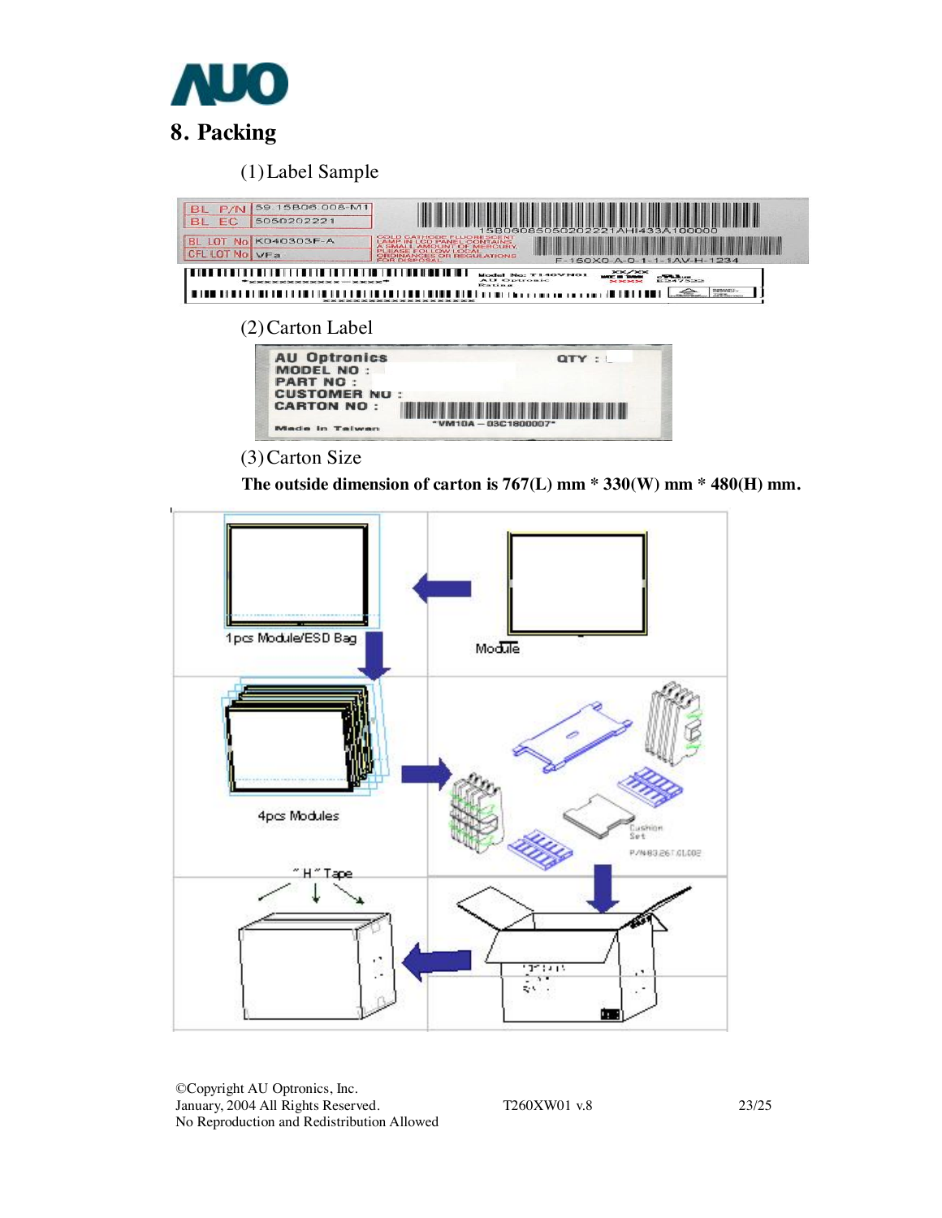## 8. Packing

(1) Label Sample

(2) Carton Label

(3) Carton Size

**The outside dimension of carton is 767(L) mm * 330(W) mm * 480(H) mm.**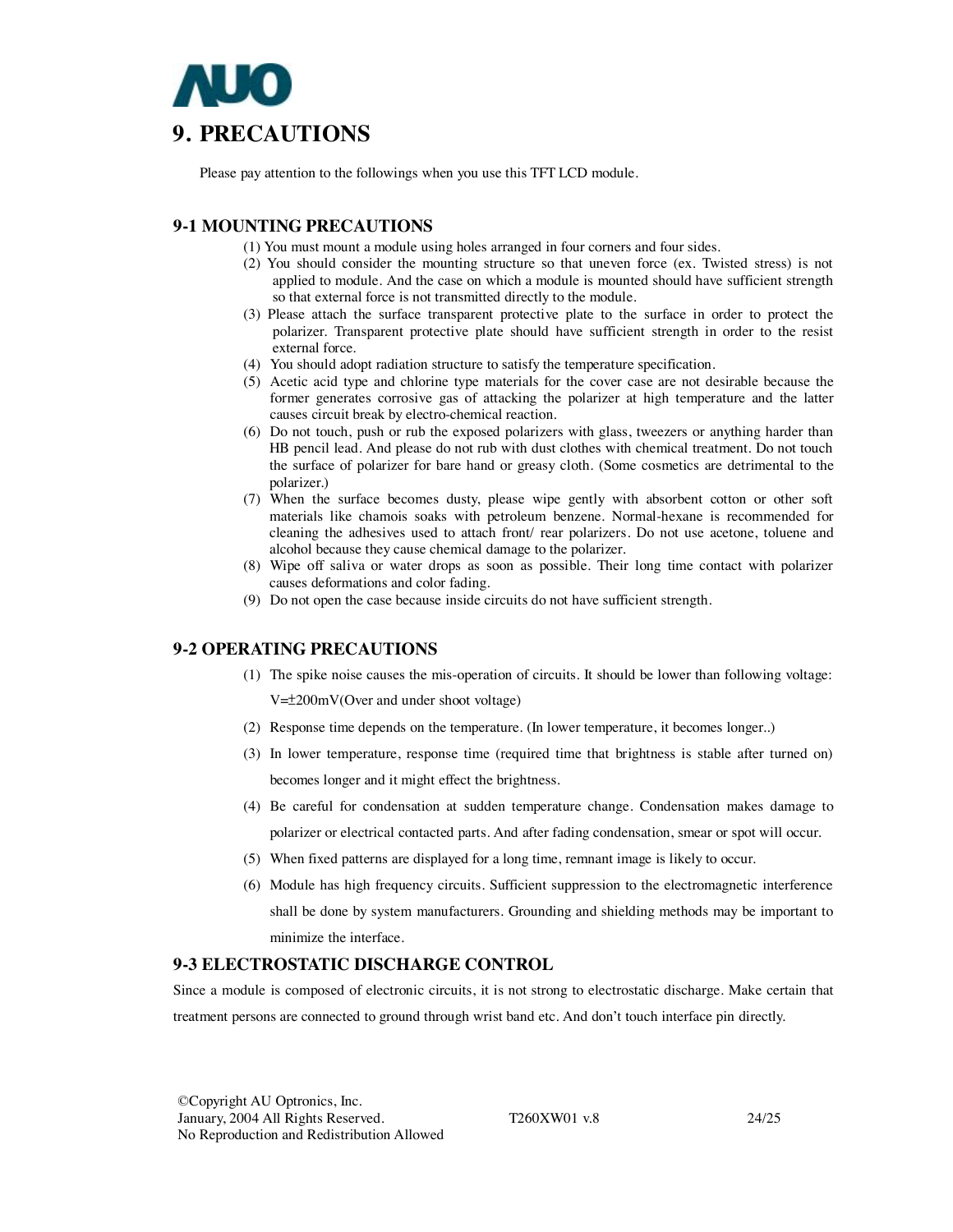# 9. PRECAUTIONS

Please pay attention to the followings when you use this TFT LCD module.

## 9-1 MOUNTING PRECAUTIONS

(1) You must mount a module using holes arranged in four corners and four sides.

(2) You should consider the mounting structure so that uneven force (ex. Twisted stress) is not applied to module. And the case on which a module is mounted should have sufficient strength so that external force is not transmitted directly to the module.

(3) Please attach the surface transparent protective plate to the surface in order to protect the polarizer. Transparent protective plate should have sufficient strength in order to the resist external force.

(4) You should adopt radiation structure to satisfy the temperature specification.

(5) Acetic acid type and chlorine type materials for the cover case are not desirable because the former generates corrosive gas of attacking the polarizer at high temperature and the latter causes circuit break by electro-chemical reaction.

(6) Do not touch, push or rub the exposed polarizers with glass, tweezers or anything harder than HB pencil lead. And please do not rub with dust clothes with chemical treatment. Do not touch the surface of polarizer for bare hand or greasy cloth. (Some cosmetics are detrimental to the polarizer.)

(7) When the surface becomes dusty, please wipe gently with absorbent cotton or other soft materials like chamois soaks with petroleum benzene. Normal-hexane is recommended for cleaning the adhesives used to attach front/ rear polarizers. Do not use acetone, toluene and alcohol because they cause chemical damage to the polarizer.

(8) Wipe off saliva or water drops as soon as possible. Their long time contact with polarizer causes deformations and color fading.

(9) Do not open the case because inside circuits do not have sufficient strength.

## 9-2 OPERATING PRECAUTIONS

(1) The spike noise causes the mis-operation of circuits. It should be lower than following voltage: V=±200mV(Over and under shoot voltage)

(2) Response time depends on the temperature. (In lower temperature, it becomes longer..)

(3) In lower temperature, response time (required time that brightness is stable after turned on) becomes longer and it might effect the brightness.

(4) Be careful for condensation at sudden temperature change. Condensation makes damage to polarizer or electrical contacted parts. And after fading condensation, smear or spot will occur.

(5) When fixed patterns are displayed for a long time, remnant image is likely to occur.

(6) Module has high frequency circuits. Sufficient suppression to the electromagnetic interference shall be done by system manufacturers. Grounding and shielding methods may be important to minimize the interface.

## 9-3 ELECTROSTATIC DISCHARGE CONTROL

Since a module is composed of electronic circuits, it is not strong to electrostatic discharge. Make certain that treatment persons are connected to ground through wrist band etc. And don't touch interface pin directly.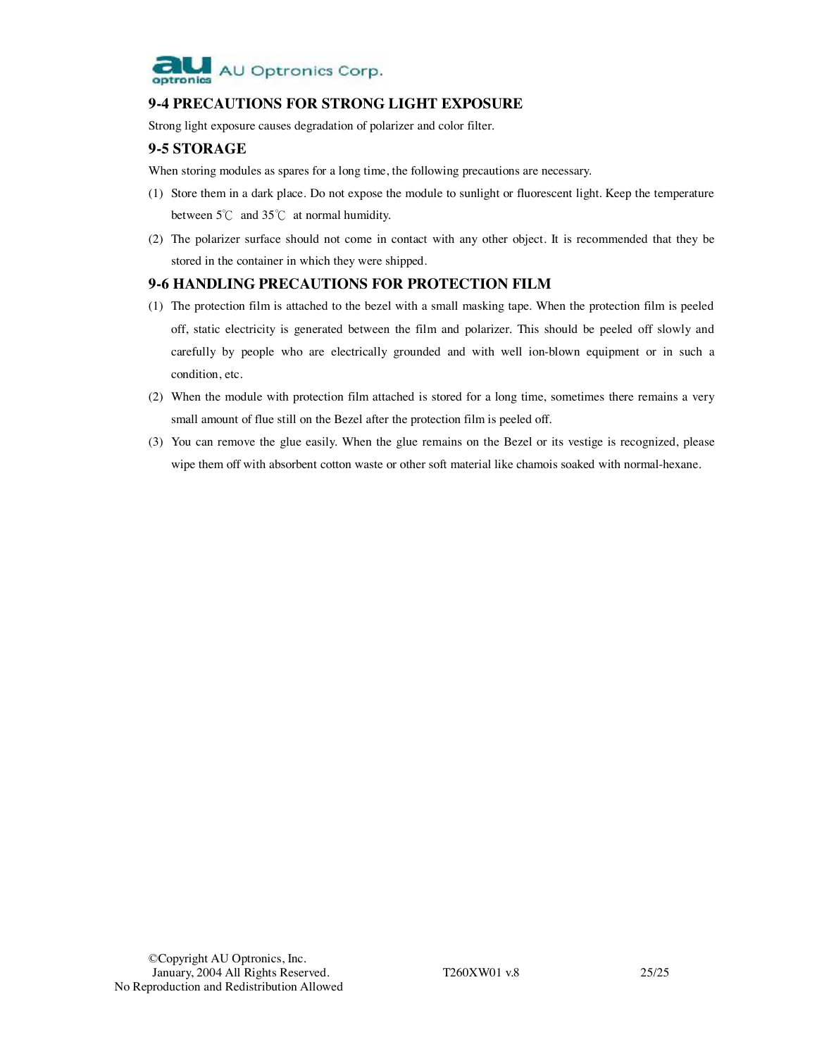## 9-4 PRECAUTIONS FOR STRONG LIGHT EXPOSURE

Strong light exposure causes degradation of polarizer and color filter.

## 9-5 STORAGE

When storing modules as spares for a long time, the following precautions are necessary.

(1) Store them in a dark place. Do not expose the module to sunlight or fluorescent light. Keep the temperature between 5℃ and 35℃ at normal humidity.

(2) The polarizer surface should not come in contact with any other object. It is recommended that they be stored in the container in which they were shipped.

## 9-6 HANDLING PRECAUTIONS FOR PROTECTION FILM

(1) The protection film is attached to the bezel with a small masking tape. When the protection film is peeled off, static electricity is generated between the film and polarizer. This should be peeled off slowly and carefully by people who are electrically grounded and with well ion-blown equipment or in such a condition, etc.

(2) When the module with protection film attached is stored for a long time, sometimes there remains a very small amount of flue still on the Bezel after the protection film is peeled off.

(3) You can remove the glue easily. When the glue remains on the Bezel or its vestige is recognized, please wipe them off with absorbent cotton waste or other soft material like chamois soaked with normal-hexane.